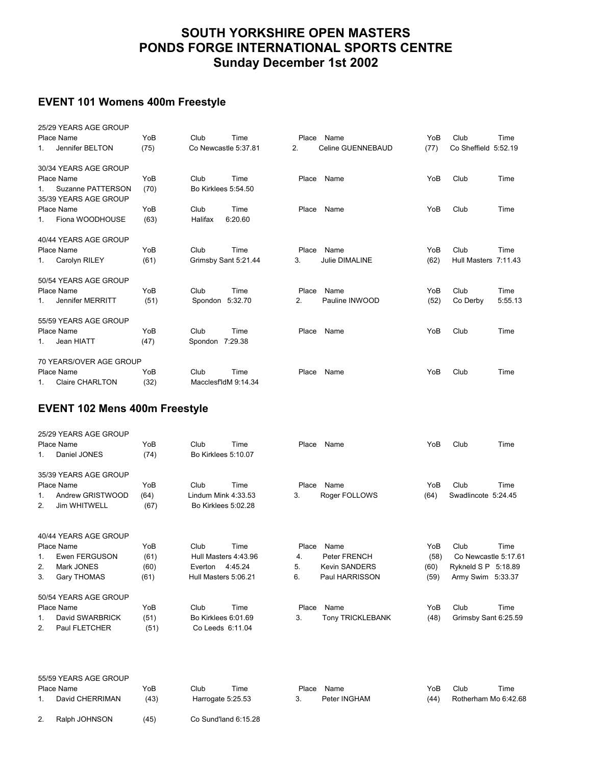# SOUTH YORKSHIRE OPEN MASTERS
# PONDS FORGE INTERNATIONAL SPORTS CENTRE
# Sunday December 1st 2002

## EVENT 101 Womens 400m Freestyle

25/29 YEARS AGE GROUP

| Place | Name | YoB | Club | Time | Place | Name | YoB | Club | Time |
|---|---|---|---|---|---|---|---|---|---|
| 1. | Jennifer BELTON | (75) | Co Newcastle | 5:37.81 | 2. | Celine GUENNEBAUD | (77) | Co Sheffield | 5:52.19 |

30/34 YEARS AGE GROUP

| Place | Name | YoB | Club | Time | Place | Name | YoB | Club | Time |
|---|---|---|---|---|---|---|---|---|---|
| 1. | Suzanne PATTERSON | (70) | Bo Kirklees | 5:54.50 | | | | | |

35/39 YEARS AGE GROUP

| Place | Name | YoB | Club | Time | Place | Name | YoB | Club | Time |
|---|---|---|---|---|---|---|---|---|---|
| 1. | Fiona WOODHOUSE | (63) | Halifax | 6:20.60 | | | | | |

40/44 YEARS AGE GROUP

| Place | Name | YoB | Club | Time | Place | Name | YoB | Club | Time |
|---|---|---|---|---|---|---|---|---|---|
| 1. | Carolyn RILEY | (61) | Grimsby Sant | 5:21.44 | 3. | Julie DIMALINE | (62) | Hull Masters | 7:11.43 |

50/54 YEARS AGE GROUP

| Place | Name | YoB | Club | Time | Place | Name | YoB | Club | Time |
|---|---|---|---|---|---|---|---|---|---|
| 1. | Jennifer MERRITT | (51) | Spondon | 5:32.70 | 2. | Pauline INWOOD | (52) | Co Derby | 5:55.13 |

55/59 YEARS AGE GROUP

| Place | Name | YoB | Club | Time | Place | Name | YoB | Club | Time |
|---|---|---|---|---|---|---|---|---|---|
| 1. | Jean HIATT | (47) | Spondon | 7:29.38 | | | | | |

70 YEARS/OVER AGE GROUP

| Place | Name | YoB | Club | Time | Place | Name | YoB | Club | Time |
|---|---|---|---|---|---|---|---|---|---|
| 1. | Claire CHARLTON | (32) | Macclesf'ldM | 9:14.34 | | | | | |

## EVENT 102 Mens 400m Freestyle

25/29 YEARS AGE GROUP

| Place | Name | YoB | Club | Time | Place | Name | YoB | Club | Time |
|---|---|---|---|---|---|---|---|---|---|
| 1. | Daniel JONES | (74) | Bo Kirklees | 5:10.07 | | | | | |

35/39 YEARS AGE GROUP

| Place | Name | YoB | Club | Time | Place | Name | YoB | Club | Time |
|---|---|---|---|---|---|---|---|---|---|
| 1. | Andrew GRISTWOOD | (64) | Lindum Mink | 4:33.53 | 3. | Roger FOLLOWS | (64) | Swadlincote | 5:24.45 |
| 2. | Jim WHITWELL | (67) | Bo Kirklees | 5:02.28 | | | | | |

40/44 YEARS AGE GROUP

| Place | Name | YoB | Club | Time | Place | Name | YoB | Club | Time |
|---|---|---|---|---|---|---|---|---|---|
| 1. | Ewen FERGUSON | (61) | Hull Masters | 4:43.96 | 4. | Peter FRENCH | (58) | Co Newcastle | 5:17.61 |
| 2. | Mark JONES | (60) | Everton | 4:45.24 | 5. | Kevin SANDERS | (60) | Rykneld S P | 5:18.89 |
| 3. | Gary THOMAS | (61) | Hull Masters | 5:06.21 | 6. | Paul HARRISSON | (59) | Army Swim | 5:33.37 |

50/54 YEARS AGE GROUP

| Place | Name | YoB | Club | Time | Place | Name | YoB | Club | Time |
|---|---|---|---|---|---|---|---|---|---|
| 1. | David SWARBRICK | (51) | Bo Kirklees | 6:01.69 | 3. | Tony TRICKLEBANK | (48) | Grimsby Sant | 6:25.59 |
| 2. | Paul FLETCHER | (51) | Co Leeds | 6:11.04 | | | | | |

55/59 YEARS AGE GROUP

| Place | Name | YoB | Club | Time | Place | Name | YoB | Club | Time |
|---|---|---|---|---|---|---|---|---|---|
| 1. | David CHERRIMAN | (43) | Harrogate | 5:25.53 | 3. | Peter INGHAM | (44) | Rotherham Mo | 6:42.68 |
| 2. | Ralph JOHNSON | (45) | Co Sund'land | 6:15.28 | | | | | |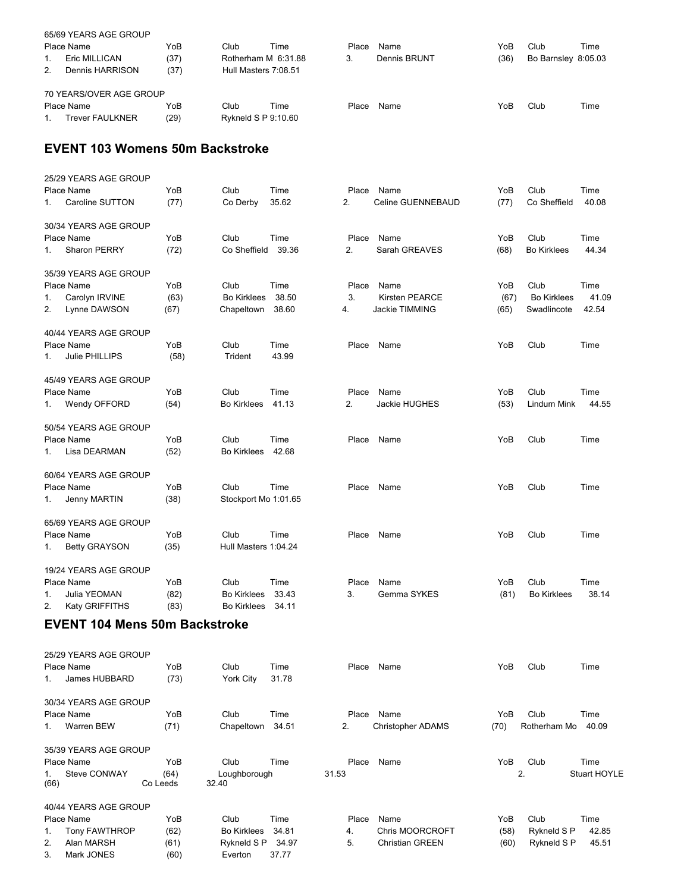65/69 YEARS AGE GROUP

| Place | Name | YoB | Club | Time | Place | Name | YoB | Club | Time |
|---|---|---|---|---|---|---|---|---|---|
| 1. | Eric MILLICAN | (37) | Rotherham M | 6:31.88 | 3. | Dennis BRUNT | (36) | Bo Barnsley | 8:05.03 |
| 2. | Dennis HARRISON | (37) | Hull Masters | 7:08.51 | | | | | |

70 YEARS/OVER AGE GROUP

| Place | Name | YoB | Club | Time | Place | Name | YoB | Club | Time |
|---|---|---|---|---|---|---|---|---|---|
| 1. | Trever FAULKNER | (29) | Rykneld S P | 9:10.60 | | | | | |

## EVENT 103 Womens 50m Backstroke

25/29 YEARS AGE GROUP

| Place | Name | YoB | Club | Time | Place | Name | YoB | Club | Time |
|---|---|---|---|---|---|---|---|---|---|
| 1. | Caroline SUTTON | (77) | Co Derby | 35.62 | 2. | Celine GUENNEBAUD | (77) | Co Sheffield | 40.08 |

30/34 YEARS AGE GROUP

| Place | Name | YoB | Club | Time | Place | Name | YoB | Club | Time |
|---|---|---|---|---|---|---|---|---|---|
| 1. | Sharon PERRY | (72) | Co Sheffield | 39.36 | 2. | Sarah GREAVES | (68) | Bo Kirklees | 44.34 |

35/39 YEARS AGE GROUP

| Place | Name | YoB | Club | Time | Place | Name | YoB | Club | Time |
|---|---|---|---|---|---|---|---|---|---|
| 1. | Carolyn IRVINE | (63) | Bo Kirklees | 38.50 | 3. | Kirsten PEARCE | (67) | Bo Kirklees | 41.09 |
| 2. | Lynne DAWSON | (67) | Chapeltown | 38.60 | 4. | Jackie TIMMING | (65) | Swadlincote | 42.54 |

40/44 YEARS AGE GROUP

| Place | Name | YoB | Club | Time | Place | Name | YoB | Club | Time |
|---|---|---|---|---|---|---|---|---|---|
| 1. | Julie PHILLIPS | (58) | Trident | 43.99 | | | | | |

45/49 YEARS AGE GROUP

| Place | Name | YoB | Club | Time | Place | Name | YoB | Club | Time |
|---|---|---|---|---|---|---|---|---|---|
| 1. | Wendy OFFORD | (54) | Bo Kirklees | 41.13 | 2. | Jackie HUGHES | (53) | Lindum Mink | 44.55 |

50/54 YEARS AGE GROUP

| Place | Name | YoB | Club | Time | Place | Name | YoB | Club | Time |
|---|---|---|---|---|---|---|---|---|---|
| 1. | Lisa DEARMAN | (52) | Bo Kirklees | 42.68 | | | | | |

60/64 YEARS AGE GROUP

| Place | Name | YoB | Club | Time | Place | Name | YoB | Club | Time |
|---|---|---|---|---|---|---|---|---|---|
| 1. | Jenny MARTIN | (38) | Stockport Mo | 1:01.65 | | | | | |

65/69 YEARS AGE GROUP

| Place | Name | YoB | Club | Time | Place | Name | YoB | Club | Time |
|---|---|---|---|---|---|---|---|---|---|
| 1. | Betty GRAYSON | (35) | Hull Masters | 1:04.24 | | | | | |

19/24 YEARS AGE GROUP

| Place | Name | YoB | Club | Time | Place | Name | YoB | Club | Time |
|---|---|---|---|---|---|---|---|---|---|
| 1. | Julia YEOMAN | (82) | Bo Kirklees | 33.43 | 3. | Gemma SYKES | (81) | Bo Kirklees | 38.14 |
| 2. | Katy GRIFFITHS | (83) | Bo Kirklees | 34.11 | | | | | |

## EVENT 104 Mens 50m Backstroke

25/29 YEARS AGE GROUP

| Place | Name | YoB | Club | Time | Place | Name | YoB | Club | Time |
|---|---|---|---|---|---|---|---|---|---|
| 1. | James HUBBARD | (73) | York City | 31.78 | | | | | |

30/34 YEARS AGE GROUP

| Place | Name | YoB | Club | Time | Place | Name | YoB | Club | Time |
|---|---|---|---|---|---|---|---|---|---|
| 1. | Warren BEW | (71) | Chapeltown | 34.51 | 2. | Christopher ADAMS | (70) | Rotherham Mo | 40.09 |

35/39 YEARS AGE GROUP

| Place | Name | YoB | Club | Time | Place | Name | YoB | Club | Time |
|---|---|---|---|---|---|---|---|---|---|
| 1. | Steve CONWAY | (64) | Loughborough | 31.53 | 2. | Stuart HOYLE | (66) | Co Leeds | 32.40 |

40/44 YEARS AGE GROUP

| Place | Name | YoB | Club | Time | Place | Name | YoB | Club | Time |
|---|---|---|---|---|---|---|---|---|---|
| 1. | Tony FAWTHROP | (62) | Bo Kirklees | 34.81 | 4. | Chris MOORCROFT | (58) | Rykneld S P | 42.85 |
| 2. | Alan MARSH | (61) | Rykneld S P | 34.97 | 5. | Christian GREEN | (60) | Rykneld S P | 45.51 |
| 3. | Mark JONES | (60) | Everton | 37.77 | | | | | |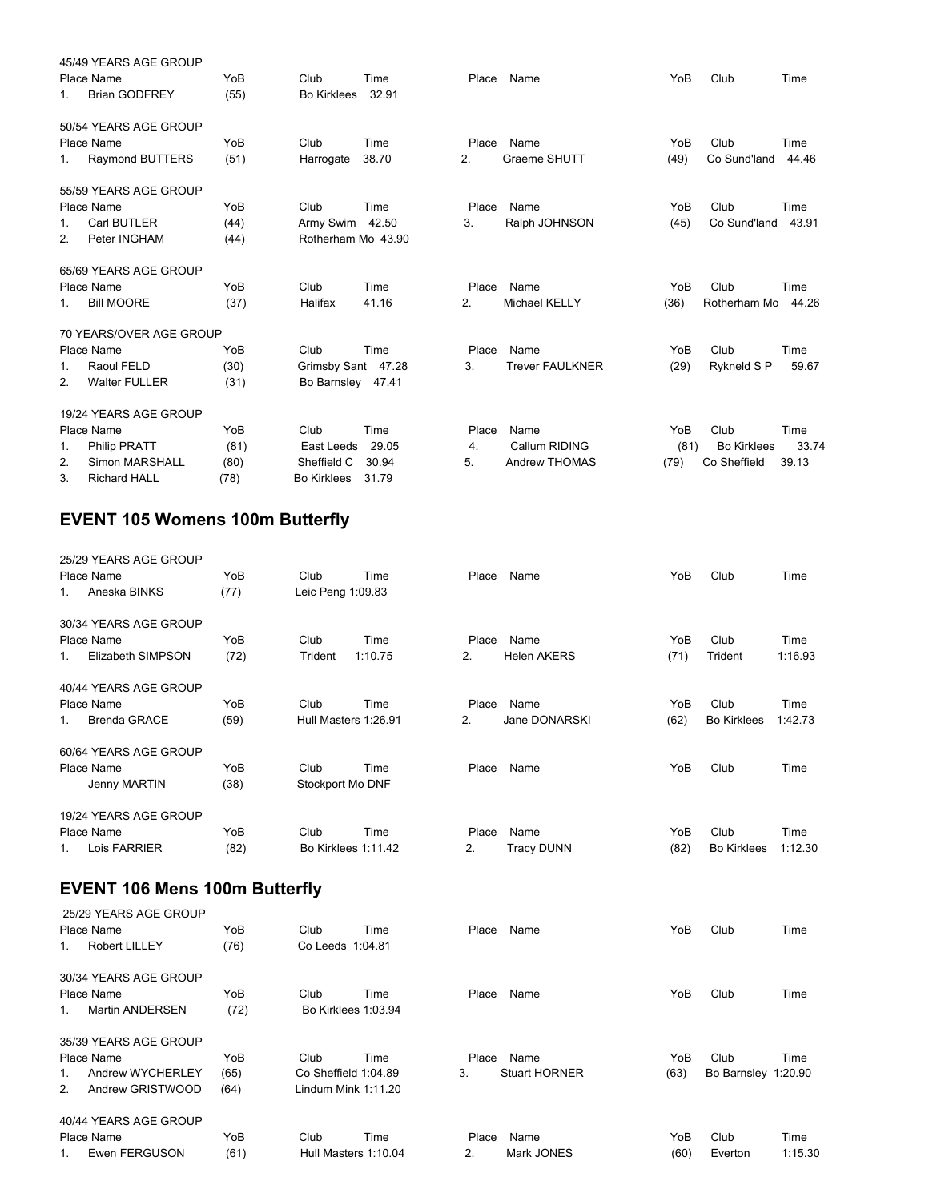45/49 YEARS AGE GROUP

| Place | Name | YoB | Club | Time | Place | Name | YoB | Club | Time |
|---|---|---|---|---|---|---|---|---|---|
| 1. | Brian GODFREY | (55) | Bo Kirklees | 32.91 | | | | | |

50/54 YEARS AGE GROUP

| Place | Name | YoB | Club | Time | Place | Name | YoB | Club | Time |
|---|---|---|---|---|---|---|---|---|---|
| 1. | Raymond BUTTERS | (51) | Harrogate | 38.70 | 2. | Graeme SHUTT | (49) | Co Sund'land | 44.46 |

55/59 YEARS AGE GROUP

| Place | Name | YoB | Club | Time | Place | Name | YoB | Club | Time |
|---|---|---|---|---|---|---|---|---|---|
| 1. | Carl BUTLER | (44) | Army Swim | 42.50 | 3. | Ralph JOHNSON | (45) | Co Sund'land | 43.91 |
| 2. | Peter INGHAM | (44) | Rotherham Mo | 43.90 | | | | | |

65/69 YEARS AGE GROUP

| Place | Name | YoB | Club | Time | Place | Name | YoB | Club | Time |
|---|---|---|---|---|---|---|---|---|---|
| 1. | Bill MOORE | (37) | Halifax | 41.16 | 2. | Michael KELLY | (36) | Rotherham Mo | 44.26 |

70 YEARS/OVER AGE GROUP

| Place | Name | YoB | Club | Time | Place | Name | YoB | Club | Time |
|---|---|---|---|---|---|---|---|---|---|
| 1. | Raoul FELD | (30) | Grimsby Sant | 47.28 | 3. | Trever FAULKNER | (29) | Rykneld S P | 59.67 |
| 2. | Walter FULLER | (31) | Bo Barnsley | 47.41 | | | | | |

19/24 YEARS AGE GROUP

| Place | Name | YoB | Club | Time | Place | Name | YoB | Club | Time |
|---|---|---|---|---|---|---|---|---|---|
| 1. | Philip PRATT | (81) | East Leeds | 29.05 | 4. | Callum RIDING | (81) | Bo Kirklees | 33.74 |
| 2. | Simon MARSHALL | (80) | Sheffield C | 30.94 | 5. | Andrew THOMAS | (79) | Co Sheffield | 39.13 |
| 3. | Richard HALL | (78) | Bo Kirklees | 31.79 | | | | | |

## EVENT 105 Womens 100m Butterfly

25/29 YEARS AGE GROUP

| Place | Name | YoB | Club | Time | Place | Name | YoB | Club | Time |
|---|---|---|---|---|---|---|---|---|---|
| 1. | Aneska BINKS | (77) | Leic Peng | 1:09.83 | | | | | |

30/34 YEARS AGE GROUP

| Place | Name | YoB | Club | Time | Place | Name | YoB | Club | Time |
|---|---|---|---|---|---|---|---|---|---|
| 1. | Elizabeth SIMPSON | (72) | Trident | 1:10.75 | 2. | Helen AKERS | (71) | Trident | 1:16.93 |

40/44 YEARS AGE GROUP

| Place | Name | YoB | Club | Time | Place | Name | YoB | Club | Time |
|---|---|---|---|---|---|---|---|---|---|
| 1. | Brenda GRACE | (59) | Hull Masters | 1:26.91 | 2. | Jane DONARSKI | (62) | Bo Kirklees | 1:42.73 |

60/64 YEARS AGE GROUP

| Place | Name | YoB | Club | Time | Place | Name | YoB | Club | Time |
|---|---|---|---|---|---|---|---|---|---|
| | Jenny MARTIN | (38) | Stockport Mo | DNF | | | | | |

19/24 YEARS AGE GROUP

| Place | Name | YoB | Club | Time | Place | Name | YoB | Club | Time |
|---|---|---|---|---|---|---|---|---|---|
| 1. | Lois FARRIER | (82) | Bo Kirklees | 1:11.42 | 2. | Tracy DUNN | (82) | Bo Kirklees | 1:12.30 |

## EVENT 106 Mens 100m Butterfly

25/29 YEARS AGE GROUP

| Place | Name | YoB | Club | Time | Place | Name | YoB | Club | Time |
|---|---|---|---|---|---|---|---|---|---|
| 1. | Robert LILLEY | (76) | Co Leeds | 1:04.81 | | | | | |

30/34 YEARS AGE GROUP

| Place | Name | YoB | Club | Time | Place | Name | YoB | Club | Time |
|---|---|---|---|---|---|---|---|---|---|
| 1. | Martin ANDERSEN | (72) | Bo Kirklees | 1:03.94 | | | | | |

35/39 YEARS AGE GROUP

| Place | Name | YoB | Club | Time | Place | Name | YoB | Club | Time |
|---|---|---|---|---|---|---|---|---|---|
| 1. | Andrew WYCHERLEY | (65) | Co Sheffield | 1:04.89 | 3. | Stuart HORNER | (63) | Bo Barnsley | 1:20.90 |
| 2. | Andrew GRISTWOOD | (64) | Lindum Mink | 1:11.20 | | | | | |

40/44 YEARS AGE GROUP

| Place | Name | YoB | Club | Time | Place | Name | YoB | Club | Time |
|---|---|---|---|---|---|---|---|---|---|
| 1. | Ewen FERGUSON | (61) | Hull Masters | 1:10.04 | 2. | Mark JONES | (60) | Everton | 1:15.30 |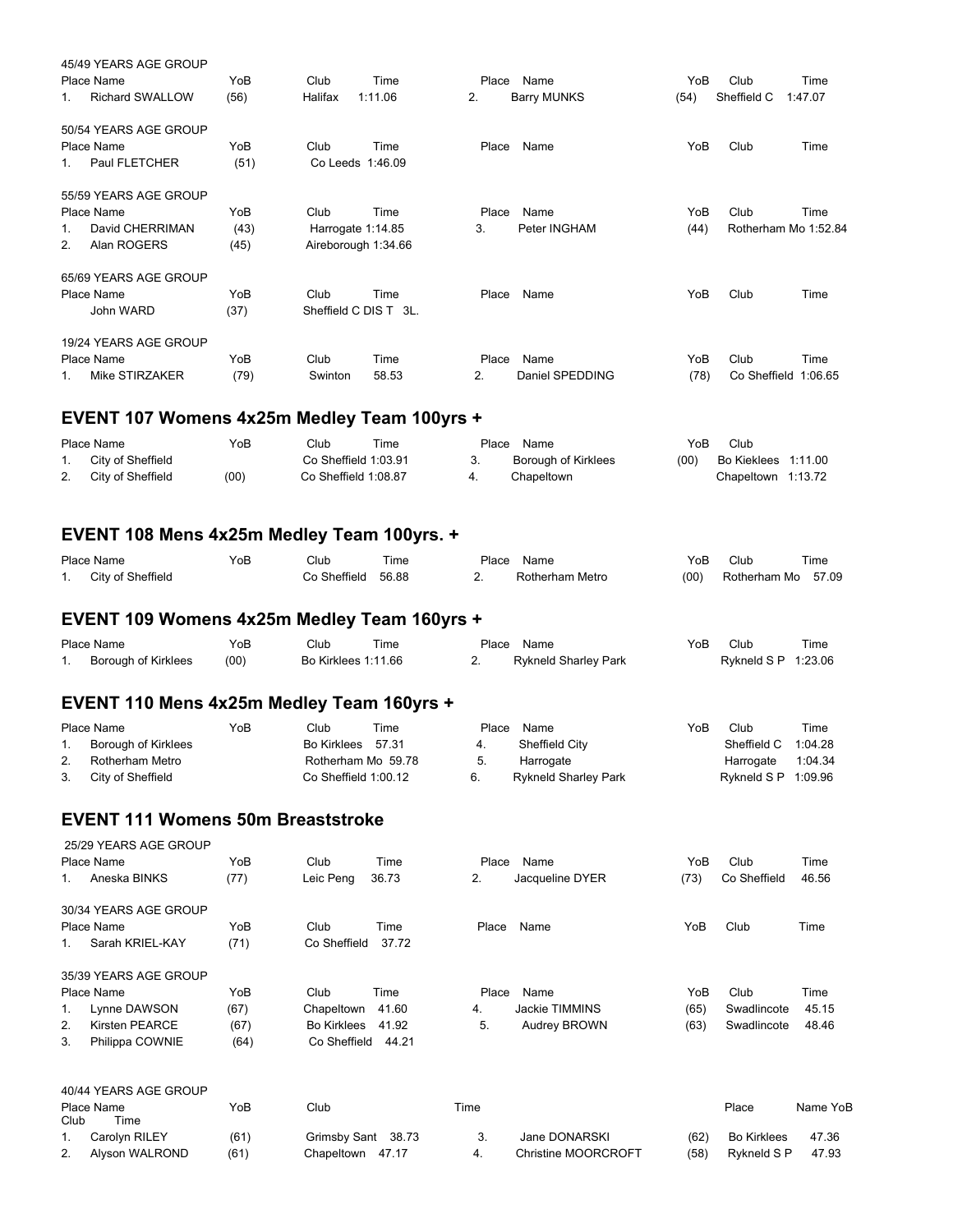45/49 YEARS AGE GROUP

| Place | Name | YoB | Club | Time | Place | Name | YoB | Club | Time |
|---|---|---|---|---|---|---|---|---|---|
| 1. | Richard SWALLOW | (56) | Halifax | 1:11.06 | 2. | Barry MUNKS | (54) | Sheffield C | 1:47.07 |

50/54 YEARS AGE GROUP

| Place | Name | YoB | Club | Time | Place | Name | YoB | Club | Time |
|---|---|---|---|---|---|---|---|---|---|
| 1. | Paul FLETCHER | (51) | Co Leeds | 1:46.09 | | | | | |

55/59 YEARS AGE GROUP

| Place | Name | YoB | Club | Time | Place | Name | YoB | Club | Time |
|---|---|---|---|---|---|---|---|---|---|
| 1. | David CHERRIMAN | (43) | Harrogate | 1:14.85 | 3. | Peter INGHAM | (44) | Rotherham Mo | 1:52.84 |
| 2. | Alan ROGERS | (45) | Aireborough | 1:34.66 | | | | | |

65/69 YEARS AGE GROUP

| Place | Name | YoB | Club | Time | Place | Name | YoB | Club | Time |
|---|---|---|---|---|---|---|---|---|---|
| | John WARD | (37) | Sheffield C | DIS T 3L. | | | | | |

19/24 YEARS AGE GROUP

| Place | Name | YoB | Club | Time | Place | Name | YoB | Club | Time |
|---|---|---|---|---|---|---|---|---|---|
| 1. | Mike STIRZAKER | (79) | Swinton | 58.53 | 2. | Daniel SPEDDING | (78) | Co Sheffield | 1:06.65 |

## EVENT 107 Womens 4x25m Medley Team 100yrs +

| Place | Name | YoB | Club | Time | Place | Name | YoB | Club | Time |
|---|---|---|---|---|---|---|---|---|---|
| 1. | City of Sheffield | | Co Sheffield | 1:03.91 | 3. | Borough of Kirklees | (00) | Bo Kieklees | 1:11.00 |
| 2. | City of Sheffield | (00) | Co Sheffield | 1:08.87 | 4. | Chapeltown | | Chapeltown | 1:13.72 |

## EVENT 108 Mens 4x25m Medley Team 100yrs. +

| Place | Name | YoB | Club | Time | Place | Name | YoB | Club | Time |
|---|---|---|---|---|---|---|---|---|---|
| 1. | City of Sheffield | | Co Sheffield | 56.88 | 2. | Rotherham Metro | (00) | Rotherham Mo | 57.09 |

## EVENT 109 Womens 4x25m Medley Team 160yrs +

| Place | Name | YoB | Club | Time | Place | Name | YoB | Club | Time |
|---|---|---|---|---|---|---|---|---|---|
| 1. | Borough of Kirklees | (00) | Bo Kirklees | 1:11.66 | 2. | Rykneld Sharley Park | | Rykneld S P | 1:23.06 |

## EVENT 110 Mens 4x25m Medley Team 160yrs +

| Place | Name | YoB | Club | Time | Place | Name | YoB | Club | Time |
|---|---|---|---|---|---|---|---|---|---|
| 1. | Borough of Kirklees | | Bo Kirklees | 57.31 | 4. | Sheffield City | | Sheffield C | 1:04.28 |
| 2. | Rotherham Metro | | Rotherham Mo | 59.78 | 5. | Harrogate | | Harrogate | 1:04.34 |
| 3. | City of Sheffield | | Co Sheffield | 1:00.12 | 6. | Rykneld Sharley Park | | Rykneld S P | 1:09.96 |

## EVENT 111 Womens 50m Breaststroke

25/29 YEARS AGE GROUP

| Place | Name | YoB | Club | Time | Place | Name | YoB | Club | Time |
|---|---|---|---|---|---|---|---|---|---|
| 1. | Aneska BINKS | (77) | Leic Peng | 36.73 | 2. | Jacqueline DYER | (73) | Co Sheffield | 46.56 |

30/34 YEARS AGE GROUP

| Place | Name | YoB | Club | Time | Place | Name | YoB | Club | Time |
|---|---|---|---|---|---|---|---|---|---|
| 1. | Sarah KRIEL-KAY | (71) | Co Sheffield | 37.72 | | | | | |

35/39 YEARS AGE GROUP

| Place | Name | YoB | Club | Time | Place | Name | YoB | Club | Time |
|---|---|---|---|---|---|---|---|---|---|
| 1. | Lynne DAWSON | (67) | Chapeltown | 41.60 | 4. | Jackie TIMMINS | (65) | Swadlincote | 45.15 |
| 2. | Kirsten PEARCE | (67) | Bo Kirklees | 41.92 | 5. | Audrey BROWN | (63) | Swadlincote | 48.46 |
| 3. | Philippa COWNIE | (64) | Co Sheffield | 44.21 | | | | | |

40/44 YEARS AGE GROUP

| Place | Name | YoB | Club | Time | Place | Name | YoB | Club | Time |
|---|---|---|---|---|---|---|---|---|---|
| 1. | Carolyn RILEY | (61) | Grimsby Sant | 38.73 | 3. | Jane DONARSKI | (62) | Bo Kirklees | 47.36 |
| 2. | Alyson WALROND | (61) | Chapeltown | 47.17 | 4. | Christine MOORCROFT | (58) | Rykneld S P | 47.93 |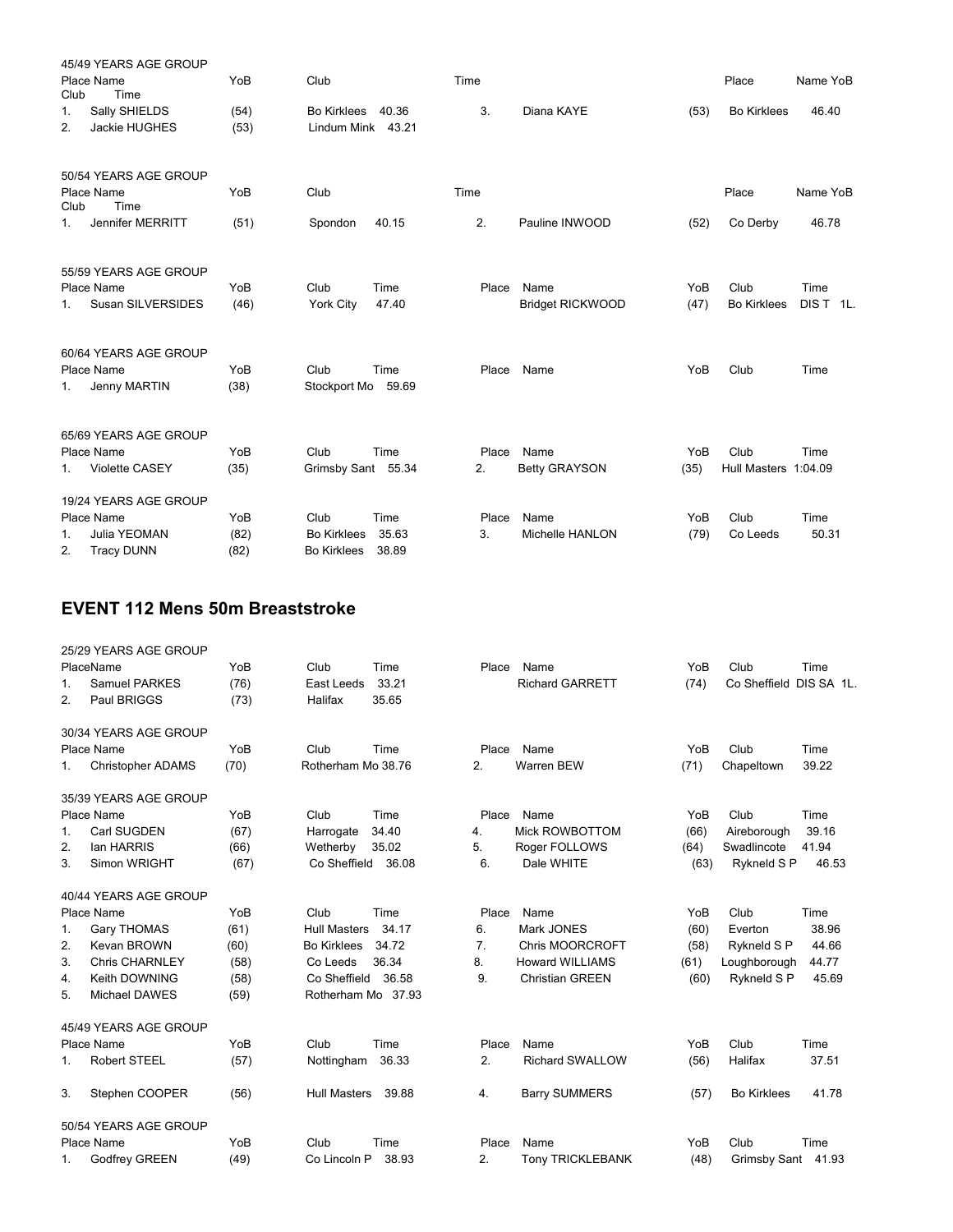45/49 YEARS AGE GROUP

| Place | Name | YoB | Club | Time | Place | Name | YoB | Club | Time |
|---|---|---|---|---|---|---|---|---|---|
| 1. | Sally SHIELDS | (54) | Bo Kirklees | 40.36 | 3. | Diana KAYE | (53) | Bo Kirklees | 46.40 |
| 2. | Jackie HUGHES | (53) | Lindum Mink | 43.21 | | | | | |

50/54 YEARS AGE GROUP

| Place | Name | YoB | Club | Time | Place | Name | YoB | Club | Time |
|---|---|---|---|---|---|---|---|---|---|
| 1. | Jennifer MERRITT | (51) | Spondon | 40.15 | 2. | Pauline INWOOD | (52) | Co Derby | 46.78 |

55/59 YEARS AGE GROUP

| Place | Name | YoB | Club | Time | Place | Name | YoB | Club | Time |
|---|---|---|---|---|---|---|---|---|---|
| 1. | Susan SILVERSIDES | (46) | York City | 47.40 | | Bridget RICKWOOD | (47) | Bo Kirklees | DIS T 1L. |

60/64 YEARS AGE GROUP

| Place | Name | YoB | Club | Time | Place | Name | YoB | Club | Time |
|---|---|---|---|---|---|---|---|---|---|
| 1. | Jenny MARTIN | (38) | Stockport Mo | 59.69 | | | | | |

65/69 YEARS AGE GROUP

| Place | Name | YoB | Club | Time | Place | Name | YoB | Club | Time |
|---|---|---|---|---|---|---|---|---|---|
| 1. | Violette CASEY | (35) | Grimsby Sant | 55.34 | 2. | Betty GRAYSON | (35) | Hull Masters | 1:04.09 |

19/24 YEARS AGE GROUP

| Place | Name | YoB | Club | Time | Place | Name | YoB | Club | Time |
|---|---|---|---|---|---|---|---|---|---|
| 1. | Julia YEOMAN | (82) | Bo Kirklees | 35.63 | 3. | Michelle HANLON | (79) | Co Leeds | 50.31 |
| 2. | Tracy DUNN | (82) | Bo Kirklees | 38.89 | | | | | |

## EVENT 112 Mens 50m Breaststroke

25/29 YEARS AGE GROUP

| Place | Name | YoB | Club | Time | Place | Name | YoB | Club | Time |
|---|---|---|---|---|---|---|---|---|---|
| 1. | Samuel PARKES | (76) | East Leeds | 33.21 | | Richard GARRETT | (74) | Co Sheffield | DIS SA 1L. |
| 2. | Paul BRIGGS | (73) | Halifax | 35.65 | | | | | |

30/34 YEARS AGE GROUP

| Place | Name | YoB | Club | Time | Place | Name | YoB | Club | Time |
|---|---|---|---|---|---|---|---|---|---|
| 1. | Christopher ADAMS | (70) | Rotherham Mo | 38.76 | 2. | Warren BEW | (71) | Chapeltown | 39.22 |

35/39 YEARS AGE GROUP

| Place | Name | YoB | Club | Time | Place | Name | YoB | Club | Time |
|---|---|---|---|---|---|---|---|---|---|
| 1. | Carl SUGDEN | (67) | Harrogate | 34.40 | 4. | Mick ROWBOTTOM | (66) | Aireborough | 39.16 |
| 2. | Ian HARRIS | (66) | Wetherby | 35.02 | 5. | Roger FOLLOWS | (64) | Swadlincote | 41.94 |
| 3. | Simon WRIGHT | (67) | Co Sheffield | 36.08 | 6. | Dale WHITE | (63) | Rykneld S P | 46.53 |

40/44 YEARS AGE GROUP

| Place | Name | YoB | Club | Time | Place | Name | YoB | Club | Time |
|---|---|---|---|---|---|---|---|---|---|
| 1. | Gary THOMAS | (61) | Hull Masters | 34.17 | 6. | Mark JONES | (60) | Everton | 38.96 |
| 2. | Kevan BROWN | (60) | Bo Kirklees | 34.72 | 7. | Chris MOORCROFT | (58) | Rykneld S P | 44.66 |
| 3. | Chris CHARNLEY | (58) | Co Leeds | 36.34 | 8. | Howard WILLIAMS | (61) | Loughborough | 44.77 |
| 4. | Keith DOWNING | (58) | Co Sheffield | 36.58 | 9. | Christian GREEN | (60) | Rykneld S P | 45.69 |
| 5. | Michael DAWES | (59) | Rotherham Mo | 37.93 | | | | | |

45/49 YEARS AGE GROUP

| Place | Name | YoB | Club | Time | Place | Name | YoB | Club | Time |
|---|---|---|---|---|---|---|---|---|---|
| 1. | Robert STEEL | (57) | Nottingham | 36.33 | 2. | Richard SWALLOW | (56) | Halifax | 37.51 |
| 3. | Stephen COOPER | (56) | Hull Masters | 39.88 | 4. | Barry SUMMERS | (57) | Bo Kirklees | 41.78 |

50/54 YEARS AGE GROUP

| Place | Name | YoB | Club | Time | Place | Name | YoB | Club | Time |
|---|---|---|---|---|---|---|---|---|---|
| 1. | Godfrey GREEN | (49) | Co Lincoln P | 38.93 | 2. | Tony TRICKLEBANK | (48) | Grimsby Sant | 41.93 |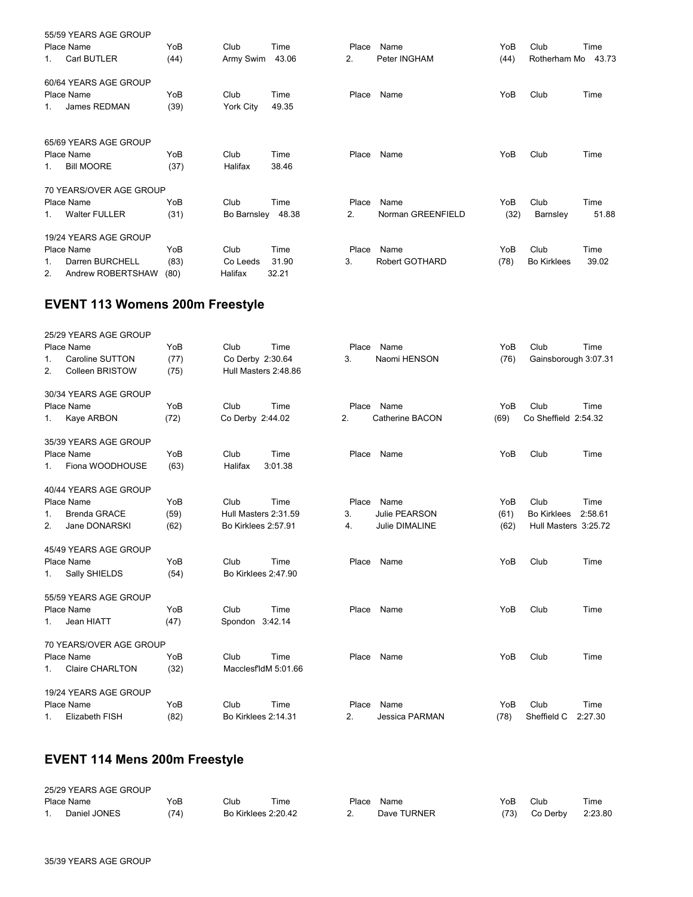55/59 YEARS AGE GROUP

| Place | Name | YoB | Club | Time | Place | Name | YoB | Club | Time |
|---|---|---|---|---|---|---|---|---|---|
| 1. | Carl BUTLER | (44) | Army Swim | 43.06 | 2. | Peter INGHAM | (44) | Rotherham Mo | 43.73 |

60/64 YEARS AGE GROUP

| Place | Name | YoB | Club | Time | Place | Name | YoB | Club | Time |
|---|---|---|---|---|---|---|---|---|---|
| 1. | James REDMAN | (39) | York City | 49.35 | | | | | |

65/69 YEARS AGE GROUP

| Place | Name | YoB | Club | Time | Place | Name | YoB | Club | Time |
|---|---|---|---|---|---|---|---|---|---|
| 1. | Bill MOORE | (37) | Halifax | 38.46 | | | | | |

70 YEARS/OVER AGE GROUP

| Place | Name | YoB | Club | Time | Place | Name | YoB | Club | Time |
|---|---|---|---|---|---|---|---|---|---|
| 1. | Walter FULLER | (31) | Bo Barnsley | 48.38 | 2. | Norman GREENFIELD | (32) | Barnsley | 51.88 |

19/24 YEARS AGE GROUP

| Place | Name | YoB | Club | Time | Place | Name | YoB | Club | Time |
|---|---|---|---|---|---|---|---|---|---|
| 1. | Darren BURCHELL | (83) | Co Leeds | 31.90 | 3. | Robert GOTHARD | (78) | Bo Kirklees | 39.02 |
| 2. | Andrew ROBERTSHAW | (80) | Halifax | 32.21 | | | | | |

## EVENT 113 Womens 200m Freestyle

25/29 YEARS AGE GROUP

| Place | Name | YoB | Club | Time | Place | Name | YoB | Club | Time |
|---|---|---|---|---|---|---|---|---|---|
| 1. | Caroline SUTTON | (77) | Co Derby | 2:30.64 | 3. | Naomi HENSON | (76) | Gainsborough | 3:07.31 |
| 2. | Colleen BRISTOW | (75) | Hull Masters | 2:48.86 | | | | | |

30/34 YEARS AGE GROUP

| Place | Name | YoB | Club | Time | Place | Name | YoB | Club | Time |
|---|---|---|---|---|---|---|---|---|---|
| 1. | Kaye ARBON | (72) | Co Derby | 2:44.02 | 2. | Catherine BACON | (69) | Co Sheffield | 2:54.32 |

35/39 YEARS AGE GROUP

| Place | Name | YoB | Club | Time | Place | Name | YoB | Club | Time |
|---|---|---|---|---|---|---|---|---|---|
| 1. | Fiona WOODHOUSE | (63) | Halifax | 3:01.38 | | | | | |

40/44 YEARS AGE GROUP

| Place | Name | YoB | Club | Time | Place | Name | YoB | Club | Time |
|---|---|---|---|---|---|---|---|---|---|
| 1. | Brenda GRACE | (59) | Hull Masters | 2:31.59 | 3. | Julie PEARSON | (61) | Bo Kirklees | 2:58.61 |
| 2. | Jane DONARSKI | (62) | Bo Kirklees | 2:57.91 | 4. | Julie DIMALINE | (62) | Hull Masters | 3:25.72 |

45/49 YEARS AGE GROUP

| Place | Name | YoB | Club | Time | Place | Name | YoB | Club | Time |
|---|---|---|---|---|---|---|---|---|---|
| 1. | Sally SHIELDS | (54) | Bo Kirklees | 2:47.90 | | | | | |

55/59 YEARS AGE GROUP

| Place | Name | YoB | Club | Time | Place | Name | YoB | Club | Time |
|---|---|---|---|---|---|---|---|---|---|
| 1. | Jean HIATT | (47) | Spondon | 3:42.14 | | | | | |

70 YEARS/OVER AGE GROUP

| Place | Name | YoB | Club | Time | Place | Name | YoB | Club | Time |
|---|---|---|---|---|---|---|---|---|---|
| 1. | Claire CHARLTON | (32) | Macclesf'ldM | 5:01.66 | | | | | |

19/24 YEARS AGE GROUP

| Place | Name | YoB | Club | Time | Place | Name | YoB | Club | Time |
|---|---|---|---|---|---|---|---|---|---|
| 1. | Elizabeth FISH | (82) | Bo Kirklees | 2:14.31 | 2. | Jessica PARMAN | (78) | Sheffield C | 2:27.30 |

## EVENT 114 Mens 200m Freestyle

25/29 YEARS AGE GROUP

| Place | Name | YoB | Club | Time | Place | Name | YoB | Club | Time |
|---|---|---|---|---|---|---|---|---|---|
| 1. | Daniel JONES | (74) | Bo Kirklees | 2:20.42 | 2. | Dave TURNER | (73) | Co Derby | 2:23.80 |

35/39 YEARS AGE GROUP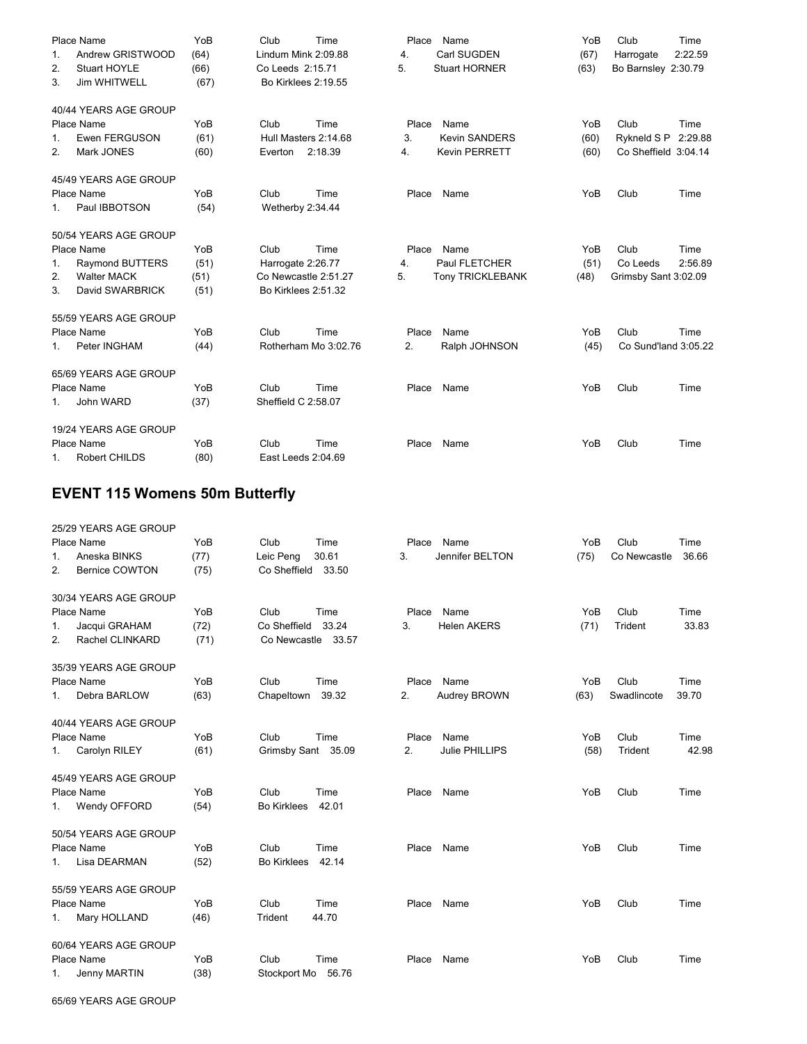| Place | Name | YoB | Club | Time | Place | Name | YoB | Club | Time |
|---|---|---|---|---|---|---|---|---|---|
| 1. | Andrew GRISTWOOD | (64) | Lindum Mink | 2:09.88 | 4. | Carl SUGDEN | (67) | Harrogate | 2:22.59 |
| 2. | Stuart HOYLE | (66) | Co Leeds | 2:15.71 | 5. | Stuart HORNER | (63) | Bo Barnsley | 2:30.79 |
| 3. | Jim WHITWELL | (67) | Bo Kirklees | 2:19.55 | | | | | |

40/44 YEARS AGE GROUP

| Place | Name | YoB | Club | Time | Place | Name | YoB | Club | Time |
|---|---|---|---|---|---|---|---|---|---|
| 1. | Ewen FERGUSON | (61) | Hull Masters | 2:14.68 | 3. | Kevin SANDERS | (60) | Rykneld S P | 2:29.88 |
| 2. | Mark JONES | (60) | Everton | 2:18.39 | 4. | Kevin PERRETT | (60) | Co Sheffield | 3:04.14 |

45/49 YEARS AGE GROUP

| Place | Name | YoB | Club | Time | Place | Name | YoB | Club | Time |
|---|---|---|---|---|---|---|---|---|---|
| 1. | Paul IBBOTSON | (54) | Wetherby | 2:34.44 | | | | | |

50/54 YEARS AGE GROUP

| Place | Name | YoB | Club | Time | Place | Name | YoB | Club | Time |
|---|---|---|---|---|---|---|---|---|---|
| 1. | Raymond BUTTERS | (51) | Harrogate | 2:26.77 | 4. | Paul FLETCHER | (51) | Co Leeds | 2:56.89 |
| 2. | Walter MACK | (51) | Co Newcastle | 2:51.27 | 5. | Tony TRICKLEBANK | (48) | Grimsby Sant | 3:02.09 |
| 3. | David SWARBRICK | (51) | Bo Kirklees | 2:51.32 | | | | | |

55/59 YEARS AGE GROUP

| Place | Name | YoB | Club | Time | Place | Name | YoB | Club | Time |
|---|---|---|---|---|---|---|---|---|---|
| 1. | Peter INGHAM | (44) | Rotherham Mo | 3:02.76 | 2. | Ralph JOHNSON | (45) | Co Sund'land | 3:05.22 |

65/69 YEARS AGE GROUP

| Place | Name | YoB | Club | Time | Place | Name | YoB | Club | Time |
|---|---|---|---|---|---|---|---|---|---|
| 1. | John WARD | (37) | Sheffield C | 2:58.07 | | | | | |

19/24 YEARS AGE GROUP

| Place | Name | YoB | Club | Time | Place | Name | YoB | Club | Time |
|---|---|---|---|---|---|---|---|---|---|
| 1. | Robert CHILDS | (80) | East Leeds | 2:04.69 | | | | | |

## EVENT 115 Womens 50m Butterfly

25/29 YEARS AGE GROUP

| Place | Name | YoB | Club | Time | Place | Name | YoB | Club | Time |
|---|---|---|---|---|---|---|---|---|---|
| 1. | Aneska BINKS | (77) | Leic Peng | 30.61 | 3. | Jennifer BELTON | (75) | Co Newcastle | 36.66 |
| 2. | Bernice COWTON | (75) | Co Sheffield | 33.50 | | | | | |

30/34 YEARS AGE GROUP

| Place | Name | YoB | Club | Time | Place | Name | YoB | Club | Time |
|---|---|---|---|---|---|---|---|---|---|
| 1. | Jacqui GRAHAM | (72) | Co Sheffield | 33.24 | 3. | Helen AKERS | (71) | Trident | 33.83 |
| 2. | Rachel CLINKARD | (71) | Co Newcastle | 33.57 | | | | | |

35/39 YEARS AGE GROUP

| Place | Name | YoB | Club | Time | Place | Name | YoB | Club | Time |
|---|---|---|---|---|---|---|---|---|---|
| 1. | Debra BARLOW | (63) | Chapeltown | 39.32 | 2. | Audrey BROWN | (63) | Swadlincote | 39.70 |

40/44 YEARS AGE GROUP

| Place | Name | YoB | Club | Time | Place | Name | YoB | Club | Time |
|---|---|---|---|---|---|---|---|---|---|
| 1. | Carolyn RILEY | (61) | Grimsby Sant | 35.09 | 2. | Julie PHILLIPS | (58) | Trident | 42.98 |

45/49 YEARS AGE GROUP

| Place | Name | YoB | Club | Time | Place | Name | YoB | Club | Time |
|---|---|---|---|---|---|---|---|---|---|
| 1. | Wendy OFFORD | (54) | Bo Kirklees | 42.01 | | | | | |

50/54 YEARS AGE GROUP

| Place | Name | YoB | Club | Time | Place | Name | YoB | Club | Time |
|---|---|---|---|---|---|---|---|---|---|
| 1. | Lisa DEARMAN | (52) | Bo Kirklees | 42.14 | | | | | |

55/59 YEARS AGE GROUP

| Place | Name | YoB | Club | Time | Place | Name | YoB | Club | Time |
|---|---|---|---|---|---|---|---|---|---|
| 1. | Mary HOLLAND | (46) | Trident | 44.70 | | | | | |

60/64 YEARS AGE GROUP

| Place | Name | YoB | Club | Time | Place | Name | YoB | Club | Time |
|---|---|---|---|---|---|---|---|---|---|
| 1. | Jenny MARTIN | (38) | Stockport Mo | 56.76 | | | | | |

65/69 YEARS AGE GROUP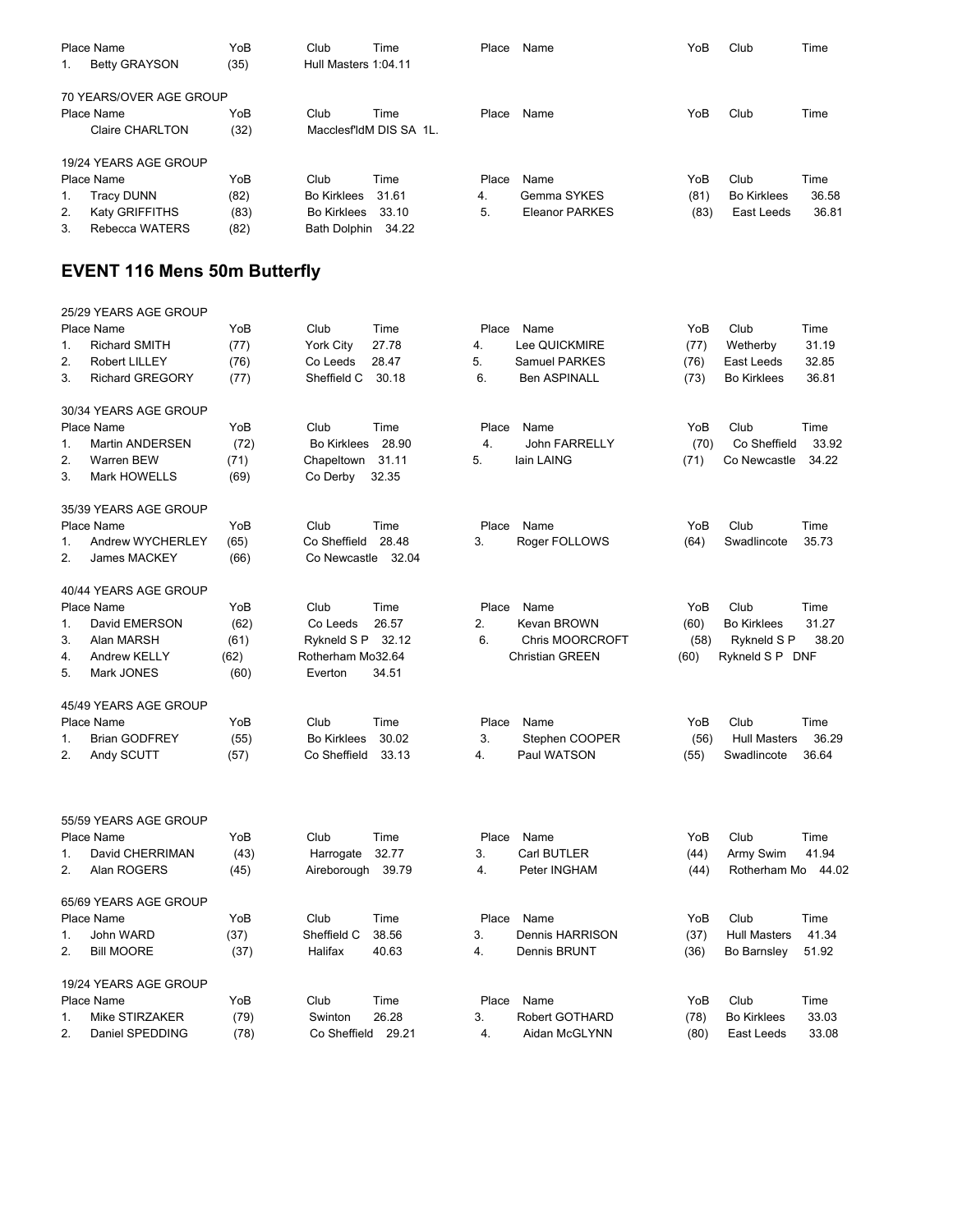| Place | Name | YoB | Club | Time | Place | Name | YoB | Club | Time |
|---|---|---|---|---|---|---|---|---|---|
| 1. | Betty GRAYSON | (35) | Hull Masters | 1:04.11 | | | | | |

70 YEARS/OVER AGE GROUP

| Place | Name | YoB | Club | Time | Place | Name | YoB | Club | Time |
|---|---|---|---|---|---|---|---|---|---|
| | Claire CHARLTON | (32) | Macclesf'ldM | DIS SA 1L. | | | | | |

19/24 YEARS AGE GROUP

| Place | Name | YoB | Club | Time | Place | Name | YoB | Club | Time |
|---|---|---|---|---|---|---|---|---|---|
| 1. | Tracy DUNN | (82) | Bo Kirklees | 31.61 | 4. | Gemma SYKES | (81) | Bo Kirklees | 36.58 |
| 2. | Katy GRIFFITHS | (83) | Bo Kirklees | 33.10 | 5. | Eleanor PARKES | (83) | East Leeds | 36.81 |
| 3. | Rebecca WATERS | (82) | Bath Dolphin | 34.22 | | | | | |

## EVENT 116 Mens 50m Butterfly

25/29 YEARS AGE GROUP

| Place | Name | YoB | Club | Time | Place | Name | YoB | Club | Time |
|---|---|---|---|---|---|---|---|---|---|
| 1. | Richard SMITH | (77) | York City | 27.78 | 4. | Lee QUICKMIRE | (77) | Wetherby | 31.19 |
| 2. | Robert LILLEY | (76) | Co Leeds | 28.47 | 5. | Samuel PARKES | (76) | East Leeds | 32.85 |
| 3. | Richard GREGORY | (77) | Sheffield C | 30.18 | 6. | Ben ASPINALL | (73) | Bo Kirklees | 36.81 |

30/34 YEARS AGE GROUP

| Place | Name | YoB | Club | Time | Place | Name | YoB | Club | Time |
|---|---|---|---|---|---|---|---|---|---|
| 1. | Martin ANDERSEN | (72) | Bo Kirklees | 28.90 | 4. | John FARRELLY | (70) | Co Sheffield | 33.92 |
| 2. | Warren BEW | (71) | Chapeltown | 31.11 | 5. | Iain LAING | (71) | Co Newcastle | 34.22 |
| 3. | Mark HOWELLS | (69) | Co Derby | 32.35 | | | | | |

35/39 YEARS AGE GROUP

| Place | Name | YoB | Club | Time | Place | Name | YoB | Club | Time |
|---|---|---|---|---|---|---|---|---|---|
| 1. | Andrew WYCHERLEY | (65) | Co Sheffield | 28.48 | 3. | Roger FOLLOWS | (64) | Swadlincote | 35.73 |
| 2. | James MACKEY | (66) | Co Newcastle | 32.04 | | | | | |

40/44 YEARS AGE GROUP

| Place | Name | YoB | Club | Time | Place | Name | YoB | Club | Time |
|---|---|---|---|---|---|---|---|---|---|
| 1. | David EMERSON | (62) | Co Leeds | 26.57 | 2. | Kevan BROWN | (60) | Bo Kirklees | 31.27 |
| 3. | Alan MARSH | (61) | Rykneld S P | 32.12 | 6. | Chris MOORCROFT | (58) | Rykneld S P | 38.20 |
| 4. | Andrew KELLY | (62) | Rotherham Mo | 32.64 | | Christian GREEN | (60) | Rykneld S P | DNF |
| 5. | Mark JONES | (60) | Everton | 34.51 | | | | | |

45/49 YEARS AGE GROUP

| Place | Name | YoB | Club | Time | Place | Name | YoB | Club | Time |
|---|---|---|---|---|---|---|---|---|---|
| 1. | Brian GODFREY | (55) | Bo Kirklees | 30.02 | 3. | Stephen COOPER | (56) | Hull Masters | 36.29 |
| 2. | Andy SCUTT | (57) | Co Sheffield | 33.13 | 4. | Paul WATSON | (55) | Swadlincote | 36.64 |

55/59 YEARS AGE GROUP

| Place | Name | YoB | Club | Time | Place | Name | YoB | Club | Time |
|---|---|---|---|---|---|---|---|---|---|
| 1. | David CHERRIMAN | (43) | Harrogate | 32.77 | 3. | Carl BUTLER | (44) | Army Swim | 41.94 |
| 2. | Alan ROGERS | (45) | Aireborough | 39.79 | 4. | Peter INGHAM | (44) | Rotherham Mo | 44.02 |

65/69 YEARS AGE GROUP

| Place | Name | YoB | Club | Time | Place | Name | YoB | Club | Time |
|---|---|---|---|---|---|---|---|---|---|
| 1. | John WARD | (37) | Sheffield C | 38.56 | 3. | Dennis HARRISON | (37) | Hull Masters | 41.34 |
| 2. | Bill MOORE | (37) | Halifax | 40.63 | 4. | Dennis BRUNT | (36) | Bo Barnsley | 51.92 |

19/24 YEARS AGE GROUP

| Place | Name | YoB | Club | Time | Place | Name | YoB | Club | Time |
|---|---|---|---|---|---|---|---|---|---|
| 1. | Mike STIRZAKER | (79) | Swinton | 26.28 | 3. | Robert GOTHARD | (78) | Bo Kirklees | 33.03 |
| 2. | Daniel SPEDDING | (78) | Co Sheffield | 29.21 | 4. | Aidan McGLYNN | (80) | East Leeds | 33.08 |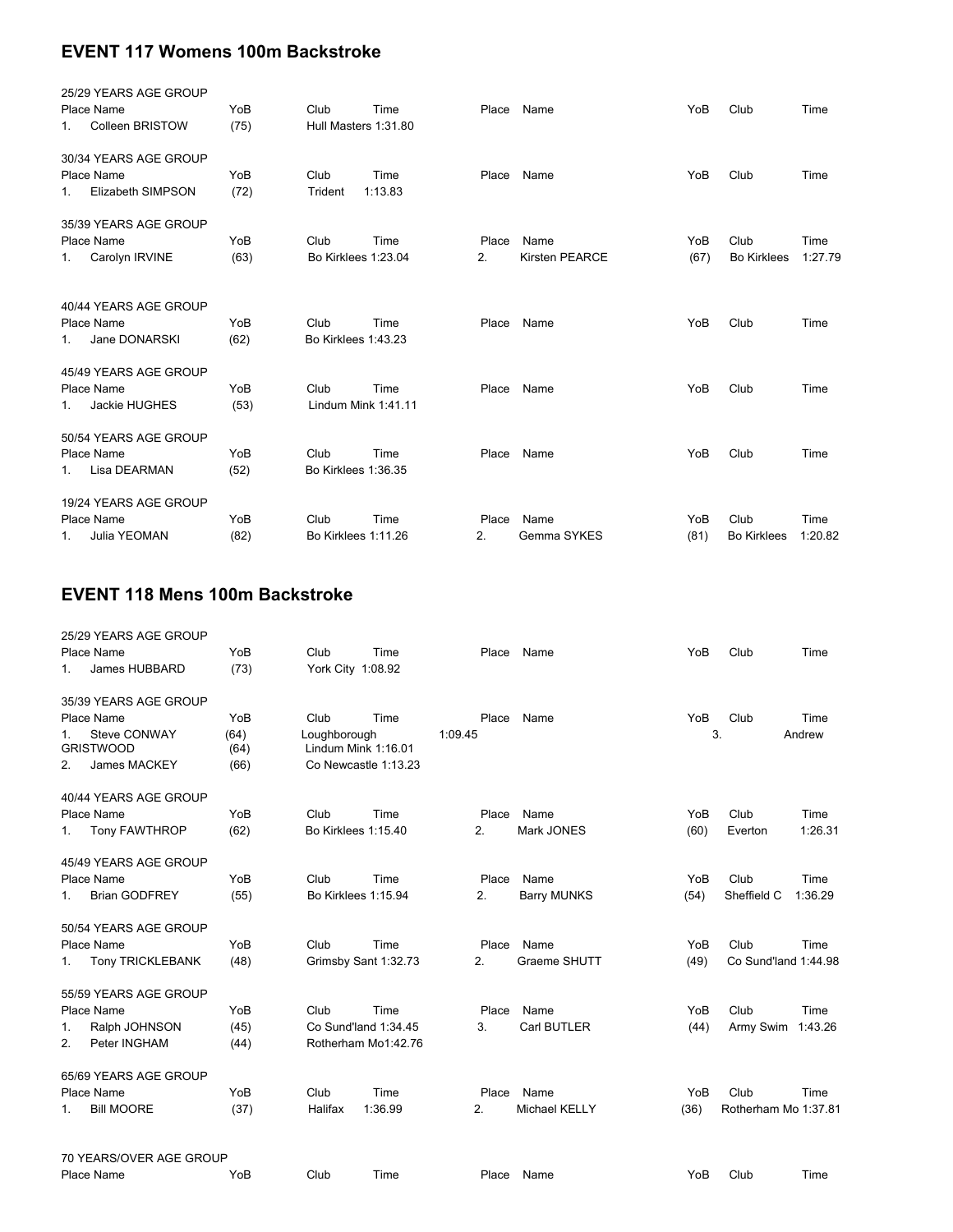## EVENT 117 Womens 100m Backstroke

25/29 YEARS AGE GROUP

| Place | Name | YoB | Club | Time | Place | Name | YoB | Club | Time |
|---|---|---|---|---|---|---|---|---|---|
| 1. | Colleen BRISTOW | (75) | Hull Masters | 1:31.80 | | | | | |

30/34 YEARS AGE GROUP

| Place | Name | YoB | Club | Time | Place | Name | YoB | Club | Time |
|---|---|---|---|---|---|---|---|---|---|
| 1. | Elizabeth SIMPSON | (72) | Trident | 1:13.83 | | | | | |

35/39 YEARS AGE GROUP

| Place | Name | YoB | Club | Time | Place | Name | YoB | Club | Time |
|---|---|---|---|---|---|---|---|---|---|
| 1. | Carolyn IRVINE | (63) | Bo Kirklees | 1:23.04 | 2. | Kirsten PEARCE | (67) | Bo Kirklees | 1:27.79 |

40/44 YEARS AGE GROUP

| Place | Name | YoB | Club | Time | Place | Name | YoB | Club | Time |
|---|---|---|---|---|---|---|---|---|---|
| 1. | Jane DONARSKI | (62) | Bo Kirklees | 1:43.23 | | | | | |

45/49 YEARS AGE GROUP

| Place | Name | YoB | Club | Time | Place | Name | YoB | Club | Time |
|---|---|---|---|---|---|---|---|---|---|
| 1. | Jackie HUGHES | (53) | Lindum Mink | 1:41.11 | | | | | |

50/54 YEARS AGE GROUP

| Place | Name | YoB | Club | Time | Place | Name | YoB | Club | Time |
|---|---|---|---|---|---|---|---|---|---|
| 1. | Lisa DEARMAN | (52) | Bo Kirklees | 1:36.35 | | | | | |

19/24 YEARS AGE GROUP

| Place | Name | YoB | Club | Time | Place | Name | YoB | Club | Time |
|---|---|---|---|---|---|---|---|---|---|
| 1. | Julia YEOMAN | (82) | Bo Kirklees | 1:11.26 | 2. | Gemma SYKES | (81) | Bo Kirklees | 1:20.82 |

## EVENT 118 Mens 100m Backstroke

25/29 YEARS AGE GROUP

| Place | Name | YoB | Club | Time | Place | Name | YoB | Club | Time |
|---|---|---|---|---|---|---|---|---|---|
| 1. | James HUBBARD | (73) | York City | 1:08.92 | | | | | |

35/39 YEARS AGE GROUP

| Place | Name | YoB | Club | Time | Place | Name | YoB | Club | Time |
|---|---|---|---|---|---|---|---|---|---|
| 1. | Steve CONWAY | (64) | Loughborough | 1:09.45 | 3. | Andrew GRISTWOOD | (64) | Lindum Mink | 1:16.01 |
| 2. | James MACKEY | (66) | Co Newcastle | 1:13.23 | | | | | |

40/44 YEARS AGE GROUP

| Place | Name | YoB | Club | Time | Place | Name | YoB | Club | Time |
|---|---|---|---|---|---|---|---|---|---|
| 1. | Tony FAWTHROP | (62) | Bo Kirklees | 1:15.40 | 2. | Mark JONES | (60) | Everton | 1:26.31 |

45/49 YEARS AGE GROUP

| Place | Name | YoB | Club | Time | Place | Name | YoB | Club | Time |
|---|---|---|---|---|---|---|---|---|---|
| 1. | Brian GODFREY | (55) | Bo Kirklees | 1:15.94 | 2. | Barry MUNKS | (54) | Sheffield C | 1:36.29 |

50/54 YEARS AGE GROUP

| Place | Name | YoB | Club | Time | Place | Name | YoB | Club | Time |
|---|---|---|---|---|---|---|---|---|---|
| 1. | Tony TRICKLEBANK | (48) | Grimsby Sant | 1:32.73 | 2. | Graeme SHUTT | (49) | Co Sund'land | 1:44.98 |

55/59 YEARS AGE GROUP

| Place | Name | YoB | Club | Time | Place | Name | YoB | Club | Time |
|---|---|---|---|---|---|---|---|---|---|
| 1. | Ralph JOHNSON | (45) | Co Sund'land | 1:34.45 | 3. | Carl BUTLER | (44) | Army Swim | 1:43.26 |
| 2. | Peter INGHAM | (44) | Rotherham Mo | 1:42.76 | | | | | |

65/69 YEARS AGE GROUP

| Place | Name | YoB | Club | Time | Place | Name | YoB | Club | Time |
|---|---|---|---|---|---|---|---|---|---|
| 1. | Bill MOORE | (37) | Halifax | 1:36.99 | 2. | Michael KELLY | (36) | Rotherham Mo | 1:37.81 |

70 YEARS/OVER AGE GROUP

| Place | Name | YoB | Club | Time | Place | Name | YoB | Club | Time |
|---|---|---|---|---|---|---|---|---|---|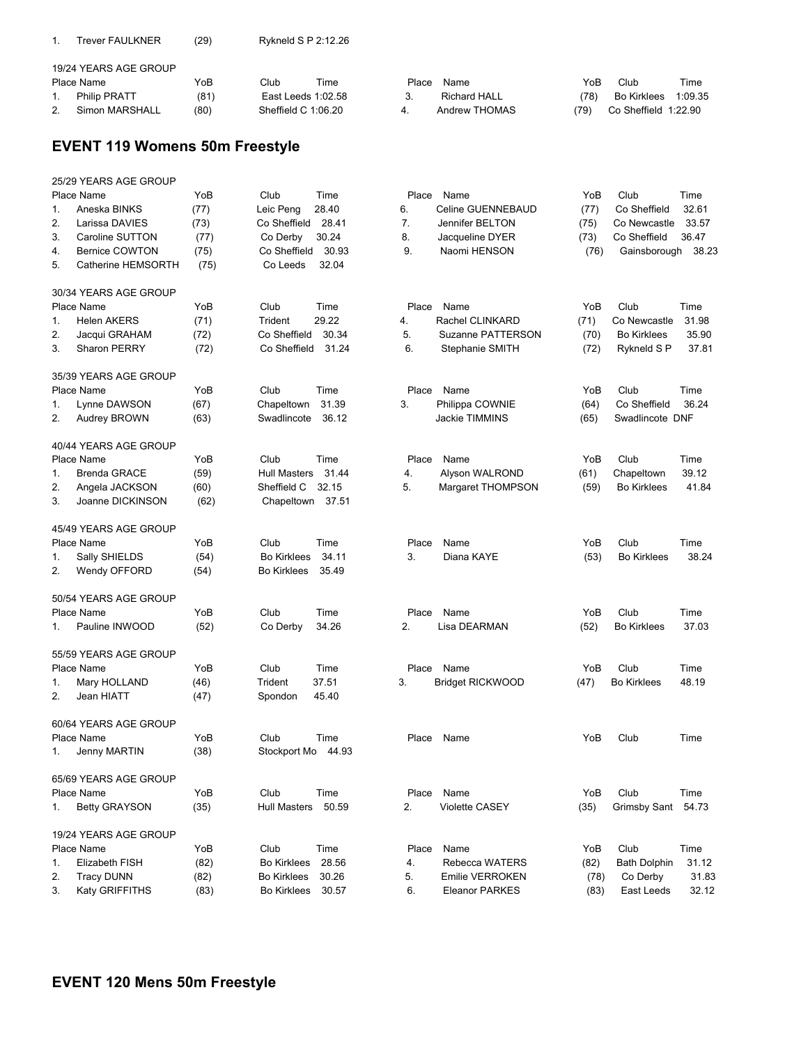| | | | | |
|---|---|---|---|---|
| 1. | Trever FAULKNER | (29) | Rykneld S P | 2:12.26 |

19/24 YEARS AGE GROUP

| Place | Name | YoB | Club | Time |
|---|---|---|---|---|
| 1. | Philip PRATT | (81) | East Leeds | 1:02.58 |
| 2. | Simon MARSHALL | (80) | Sheffield C | 1:06.20 |
| 3. | Richard HALL | (78) | Bo Kirklees | 1:09.35 |
| 4. | Andrew THOMAS | (79) | Co Sheffield | 1:22.90 |

## EVENT 119 Womens 50m Freestyle

25/29 YEARS AGE GROUP

| Place | Name | YoB | Club | Time |
|---|---|---|---|---|
| 1. | Aneska BINKS | (77) | Leic Peng | 28.40 |
| 2. | Larissa DAVIES | (73) | Co Sheffield | 28.41 |
| 3. | Caroline SUTTON | (77) | Co Derby | 30.24 |
| 4. | Bernice COWTON | (75) | Co Sheffield | 30.93 |
| 5. | Catherine HEMSORTH | (75) | Co Leeds | 32.04 |
| 6. | Celine GUENNEBAUD | (77) | Co Sheffield | 32.61 |
| 7. | Jennifer BELTON | (75) | Co Newcastle | 33.57 |
| 8. | Jacqueline DYER | (73) | Co Sheffield | 36.47 |
| 9. | Naomi HENSON | (76) | Gainsborough | 38.23 |

30/34 YEARS AGE GROUP

| Place | Name | YoB | Club | Time |
|---|---|---|---|---|
| 1. | Helen AKERS | (71) | Trident | 29.22 |
| 2. | Jacqui GRAHAM | (72) | Co Sheffield | 30.34 |
| 3. | Sharon PERRY | (72) | Co Sheffield | 31.24 |
| 4. | Rachel CLINKARD | (71) | Co Newcastle | 31.98 |
| 5. | Suzanne PATTERSON | (70) | Bo Kirklees | 35.90 |
| 6. | Stephanie SMITH | (72) | Rykneld S P | 37.81 |

35/39 YEARS AGE GROUP

| Place | Name | YoB | Club | Time |
|---|---|---|---|---|
| 1. | Lynne DAWSON | (67) | Chapeltown | 31.39 |
| 2. | Audrey BROWN | (63) | Swadlincote | 36.12 |
| 3. | Philippa COWNIE | (64) | Co Sheffield | 36.24 |
| | Jackie TIMMINS | (65) | Swadlincote | DNF |

40/44 YEARS AGE GROUP

| Place | Name | YoB | Club | Time |
|---|---|---|---|---|
| 1. | Brenda GRACE | (59) | Hull Masters | 31.44 |
| 2. | Angela JACKSON | (60) | Sheffield C | 32.15 |
| 3. | Joanne DICKINSON | (62) | Chapeltown | 37.51 |
| 4. | Alyson WALROND | (61) | Chapeltown | 39.12 |
| 5. | Margaret THOMPSON | (59) | Bo Kirklees | 41.84 |

45/49 YEARS AGE GROUP

| Place | Name | YoB | Club | Time |
|---|---|---|---|---|
| 1. | Sally SHIELDS | (54) | Bo Kirklees | 34.11 |
| 2. | Wendy OFFORD | (54) | Bo Kirklees | 35.49 |
| 3. | Diana KAYE | (53) | Bo Kirklees | 38.24 |

50/54 YEARS AGE GROUP

| Place | Name | YoB | Club | Time |
|---|---|---|---|---|
| 1. | Pauline INWOOD | (52) | Co Derby | 34.26 |
| 2. | Lisa DEARMAN | (52) | Bo Kirklees | 37.03 |

55/59 YEARS AGE GROUP

| Place | Name | YoB | Club | Time |
|---|---|---|---|---|
| 1. | Mary HOLLAND | (46) | Trident | 37.51 |
| 2. | Jean HIATT | (47) | Spondon | 45.40 |
| 3. | Bridget RICKWOOD | (47) | Bo Kirklees | 48.19 |

60/64 YEARS AGE GROUP

| Place | Name | YoB | Club | Time |
|---|---|---|---|---|
| 1. | Jenny MARTIN | (38) | Stockport Mo | 44.93 |

65/69 YEARS AGE GROUP

| Place | Name | YoB | Club | Time |
|---|---|---|---|---|
| 1. | Betty GRAYSON | (35) | Hull Masters | 50.59 |
| 2. | Violette CASEY | (35) | Grimsby Sant | 54.73 |

19/24 YEARS AGE GROUP

| Place | Name | YoB | Club | Time |
|---|---|---|---|---|
| 1. | Elizabeth FISH | (82) | Bo Kirklees | 28.56 |
| 2. | Tracy DUNN | (82) | Bo Kirklees | 30.26 |
| 3. | Katy GRIFFITHS | (83) | Bo Kirklees | 30.57 |
| 4. | Rebecca WATERS | (82) | Bath Dolphin | 31.12 |
| 5. | Emilie VERROKEN | (78) | Co Derby | 31.83 |
| 6. | Eleanor PARKES | (83) | East Leeds | 32.12 |

## EVENT 120 Mens 50m Freestyle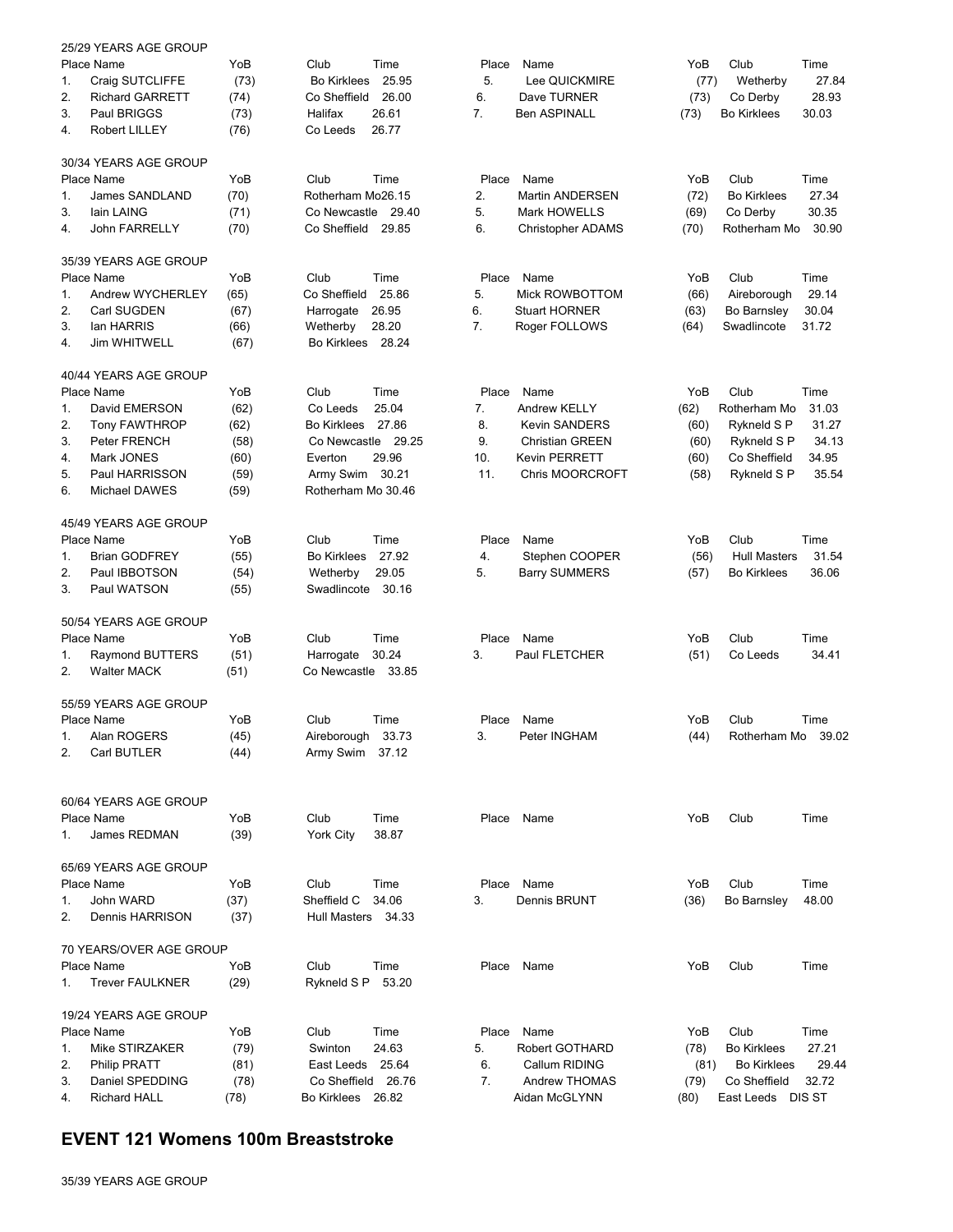25/29 YEARS AGE GROUP

| Place | Name | YoB | Club | Time | Place | Name | YoB | Club | Time |
|---|---|---|---|---|---|---|---|---|---|
| 1. | Craig SUTCLIFFE | (73) | Bo Kirklees | 25.95 | 5. | Lee QUICKMIRE | (77) | Wetherby | 27.84 |
| 2. | Richard GARRETT | (74) | Co Sheffield | 26.00 | 6. | Dave TURNER | (73) | Co Derby | 28.93 |
| 3. | Paul BRIGGS | (73) | Halifax | 26.61 | 7. | Ben ASPINALL | (73) | Bo Kirklees | 30.03 |
| 4. | Robert LILLEY | (76) | Co Leeds | 26.77 | | | | | |

30/34 YEARS AGE GROUP

| Place | Name | YoB | Club | Time | Place | Name | YoB | Club | Time |
|---|---|---|---|---|---|---|---|---|---|
| 1. | James SANDLAND | (70) | Rotherham Mo | 26.15 | 2. | Martin ANDERSEN | (72) | Bo Kirklees | 27.34 |
| 3. | Iain LAING | (71) | Co Newcastle | 29.40 | 5. | Mark HOWELLS | (69) | Co Derby | 30.35 |
| 4. | John FARRELLY | (70) | Co Sheffield | 29.85 | 6. | Christopher ADAMS | (70) | Rotherham Mo | 30.90 |

35/39 YEARS AGE GROUP

| Place | Name | YoB | Club | Time | Place | Name | YoB | Club | Time |
|---|---|---|---|---|---|---|---|---|---|
| 1. | Andrew WYCHERLEY | (65) | Co Sheffield | 25.86 | 5. | Mick ROWBOTTOM | (66) | Aireborough | 29.14 |
| 2. | Carl SUGDEN | (67) | Harrogate | 26.95 | 6. | Stuart HORNER | (63) | Bo Barnsley | 30.04 |
| 3. | Ian HARRIS | (66) | Wetherby | 28.20 | 7. | Roger FOLLOWS | (64) | Swadlincote | 31.72 |
| 4. | Jim WHITWELL | (67) | Bo Kirklees | 28.24 | | | | | |

40/44 YEARS AGE GROUP

| Place | Name | YoB | Club | Time | Place | Name | YoB | Club | Time |
|---|---|---|---|---|---|---|---|---|---|
| 1. | David EMERSON | (62) | Co Leeds | 25.04 | 7. | Andrew KELLY | (62) | Rotherham Mo | 31.03 |
| 2. | Tony FAWTHROP | (62) | Bo Kirklees | 27.86 | 8. | Kevin SANDERS | (60) | Rykneld S P | 31.27 |
| 3. | Peter FRENCH | (58) | Co Newcastle | 29.25 | 9. | Christian GREEN | (60) | Rykneld S P | 34.13 |
| 4. | Mark JONES | (60) | Everton | 29.96 | 10. | Kevin PERRETT | (60) | Co Sheffield | 34.95 |
| 5. | Paul HARRISSON | (59) | Army Swim | 30.21 | 11. | Chris MOORCROFT | (58) | Rykneld S P | 35.54 |
| 6. | Michael DAWES | (59) | Rotherham Mo | 30.46 | | | | | |

45/49 YEARS AGE GROUP

| Place | Name | YoB | Club | Time | Place | Name | YoB | Club | Time |
|---|---|---|---|---|---|---|---|---|---|
| 1. | Brian GODFREY | (55) | Bo Kirklees | 27.92 | 4. | Stephen COOPER | (56) | Hull Masters | 31.54 |
| 2. | Paul IBBOTSON | (54) | Wetherby | 29.05 | 5. | Barry SUMMERS | (57) | Bo Kirklees | 36.06 |
| 3. | Paul WATSON | (55) | Swadlincote | 30.16 | | | | | |

50/54 YEARS AGE GROUP

| Place | Name | YoB | Club | Time | Place | Name | YoB | Club | Time |
|---|---|---|---|---|---|---|---|---|---|
| 1. | Raymond BUTTERS | (51) | Harrogate | 30.24 | 3. | Paul FLETCHER | (51) | Co Leeds | 34.41 |
| 2. | Walter MACK | (51) | Co Newcastle | 33.85 | | | | | |

55/59 YEARS AGE GROUP

| Place | Name | YoB | Club | Time | Place | Name | YoB | Club | Time |
|---|---|---|---|---|---|---|---|---|---|
| 1. | Alan ROGERS | (45) | Aireborough | 33.73 | 3. | Peter INGHAM | (44) | Rotherham Mo | 39.02 |
| 2. | Carl BUTLER | (44) | Army Swim | 37.12 | | | | | |

60/64 YEARS AGE GROUP

| Place | Name | YoB | Club | Time | Place | Name | YoB | Club | Time |
|---|---|---|---|---|---|---|---|---|---|
| 1. | James REDMAN | (39) | York City | 38.87 | | | | | |

65/69 YEARS AGE GROUP

| Place | Name | YoB | Club | Time | Place | Name | YoB | Club | Time |
|---|---|---|---|---|---|---|---|---|---|
| 1. | John WARD | (37) | Sheffield C | 34.06 | 3. | Dennis BRUNT | (36) | Bo Barnsley | 48.00 |
| 2. | Dennis HARRISON | (37) | Hull Masters | 34.33 | | | | | |

70 YEARS/OVER AGE GROUP

| Place | Name | YoB | Club | Time | Place | Name | YoB | Club | Time |
|---|---|---|---|---|---|---|---|---|---|
| 1. | Trever FAULKNER | (29) | Rykneld S P | 53.20 | | | | | |

19/24 YEARS AGE GROUP

| Place | Name | YoB | Club | Time | Place | Name | YoB | Club | Time |
|---|---|---|---|---|---|---|---|---|---|
| 1. | Mike STIRZAKER | (79) | Swinton | 24.63 | 5. | Robert GOTHARD | (78) | Bo Kirklees | 27.21 |
| 2. | Philip PRATT | (81) | East Leeds | 25.64 | 6. | Callum RIDING | (81) | Bo Kirklees | 29.44 |
| 3. | Daniel SPEDDING | (78) | Co Sheffield | 26.76 | 7. | Andrew THOMAS | (79) | Co Sheffield | 32.72 |
| 4. | Richard HALL | (78) | Bo Kirklees | 26.82 | | Aidan McGLYNN | (80) | East Leeds | DIS ST |

## EVENT 121 Womens 100m Breaststroke

35/39 YEARS AGE GROUP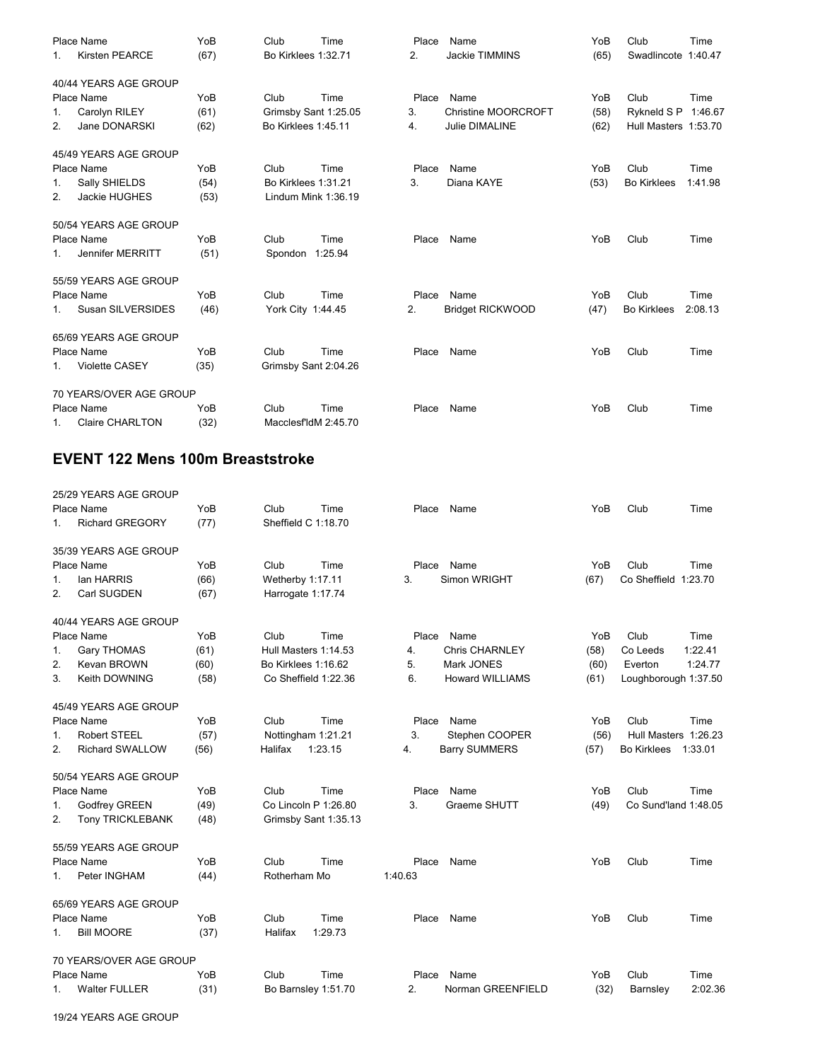| Place | Name | YoB | Club | Time | Place | Name | YoB | Club | Time |
|---|---|---|---|---|---|---|---|---|---|
| 1. | Kirsten PEARCE | (67) | Bo Kirklees | 1:32.71 | 2. | Jackie TIMMINS | (65) | Swadlincote | 1:40.47 |

40/44 YEARS AGE GROUP

| Place | Name | YoB | Club | Time | Place | Name | YoB | Club | Time |
|---|---|---|---|---|---|---|---|---|---|
| 1. | Carolyn RILEY | (61) | Grimsby Sant | 1:25.05 | 3. | Christine MOORCROFT | (58) | Rykneld S P | 1:46.67 |
| 2. | Jane DONARSKI | (62) | Bo Kirklees | 1:45.11 | 4. | Julie DIMALINE | (62) | Hull Masters | 1:53.70 |

45/49 YEARS AGE GROUP

| Place | Name | YoB | Club | Time | Place | Name | YoB | Club | Time |
|---|---|---|---|---|---|---|---|---|---|
| 1. | Sally SHIELDS | (54) | Bo Kirklees | 1:31.21 | 3. | Diana KAYE | (53) | Bo Kirklees | 1:41.98 |
| 2. | Jackie HUGHES | (53) | Lindum Mink | 1:36.19 | | | | | |

50/54 YEARS AGE GROUP

| Place | Name | YoB | Club | Time | Place | Name | YoB | Club | Time |
|---|---|---|---|---|---|---|---|---|---|
| 1. | Jennifer MERRITT | (51) | Spondon | 1:25.94 | | | | | |

55/59 YEARS AGE GROUP

| Place | Name | YoB | Club | Time | Place | Name | YoB | Club | Time |
|---|---|---|---|---|---|---|---|---|---|
| 1. | Susan SILVERSIDES | (46) | York City | 1:44.45 | 2. | Bridget RICKWOOD | (47) | Bo Kirklees | 2:08.13 |

65/69 YEARS AGE GROUP

| Place | Name | YoB | Club | Time | Place | Name | YoB | Club | Time |
|---|---|---|---|---|---|---|---|---|---|
| 1. | Violette CASEY | (35) | Grimsby Sant | 2:04.26 | | | | | |

70 YEARS/OVER AGE GROUP

| Place | Name | YoB | Club | Time | Place | Name | YoB | Club | Time |
|---|---|---|---|---|---|---|---|---|---|
| 1. | Claire CHARLTON | (32) | Macclesf'ldM | 2:45.70 | | | | | |

## EVENT 122 Mens 100m Breaststroke

25/29 YEARS AGE GROUP

| Place | Name | YoB | Club | Time | Place | Name | YoB | Club | Time |
|---|---|---|---|---|---|---|---|---|---|
| 1. | Richard GREGORY | (77) | Sheffield C | 1:18.70 | | | | | |

35/39 YEARS AGE GROUP

| Place | Name | YoB | Club | Time | Place | Name | YoB | Club | Time |
|---|---|---|---|---|---|---|---|---|---|
| 1. | Ian HARRIS | (66) | Wetherby | 1:17.11 | 3. | Simon WRIGHT | (67) | Co Sheffield | 1:23.70 |
| 2. | Carl SUGDEN | (67) | Harrogate | 1:17.74 | | | | | |

40/44 YEARS AGE GROUP

| Place | Name | YoB | Club | Time | Place | Name | YoB | Club | Time |
|---|---|---|---|---|---|---|---|---|---|
| 1. | Gary THOMAS | (61) | Hull Masters | 1:14.53 | 4. | Chris CHARNLEY | (58) | Co Leeds | 1:22.41 |
| 2. | Kevan BROWN | (60) | Bo Kirklees | 1:16.62 | 5. | Mark JONES | (60) | Everton | 1:24.77 |
| 3. | Keith DOWNING | (58) | Co Sheffield | 1:22.36 | 6. | Howard WILLIAMS | (61) | Loughborough | 1:37.50 |

45/49 YEARS AGE GROUP

| Place | Name | YoB | Club | Time | Place | Name | YoB | Club | Time |
|---|---|---|---|---|---|---|---|---|---|
| 1. | Robert STEEL | (57) | Nottingham | 1:21.21 | 3. | Stephen COOPER | (56) | Hull Masters | 1:26.23 |
| 2. | Richard SWALLOW | (56) | Halifax | 1:23.15 | 4. | Barry SUMMERS | (57) | Bo Kirklees | 1:33.01 |

50/54 YEARS AGE GROUP

| Place | Name | YoB | Club | Time | Place | Name | YoB | Club | Time |
|---|---|---|---|---|---|---|---|---|---|
| 1. | Godfrey GREEN | (49) | Co Lincoln P | 1:26.80 | 3. | Graeme SHUTT | (49) | Co Sund'land | 1:48.05 |
| 2. | Tony TRICKLEBANK | (48) | Grimsby Sant | 1:35.13 | | | | | |

55/59 YEARS AGE GROUP

| Place | Name | YoB | Club | Time | Place | Name | YoB | Club | Time |
|---|---|---|---|---|---|---|---|---|---|
| 1. | Peter INGHAM | (44) | Rotherham Mo | 1:40.63 | | | | | |

65/69 YEARS AGE GROUP

| Place | Name | YoB | Club | Time | Place | Name | YoB | Club | Time |
|---|---|---|---|---|---|---|---|---|---|
| 1. | Bill MOORE | (37) | Halifax | 1:29.73 | | | | | |

70 YEARS/OVER AGE GROUP

| Place | Name | YoB | Club | Time | Place | Name | YoB | Club | Time |
|---|---|---|---|---|---|---|---|---|---|
| 1. | Walter FULLER | (31) | Bo Barnsley | 1:51.70 | 2. | Norman GREENFIELD | (32) | Barnsley | 2:02.36 |

19/24 YEARS AGE GROUP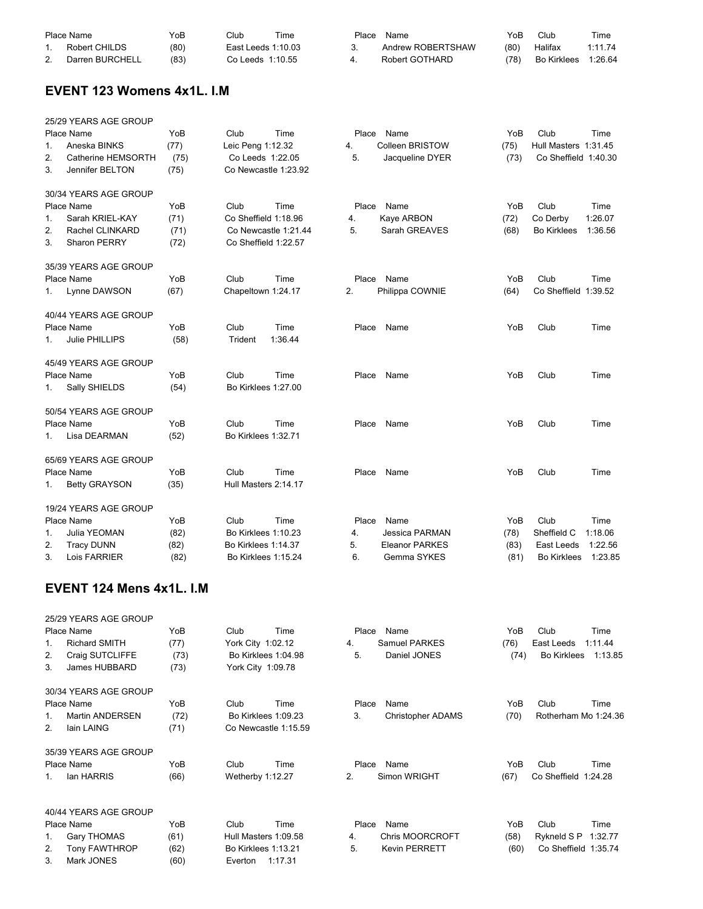| Place | Name | YoB | Club | Time | Place | Name | YoB | Club | Time |
|---|---|---|---|---|---|---|---|---|---|
| 1. | Robert CHILDS | (80) | East Leeds | 1:10.03 | 3. | Andrew ROBERTSHAW | (80) | Halifax | 1:11.74 |
| 2. | Darren BURCHELL | (83) | Co Leeds | 1:10.55 | 4. | Robert GOTHARD | (78) | Bo Kirklees | 1:26.64 |

## EVENT 123 Womens 4x1L. I.M

25/29 YEARS AGE GROUP

| Place | Name | YoB | Club | Time | Place | Name | YoB | Club | Time |
|---|---|---|---|---|---|---|---|---|---|
| 1. | Aneska BINKS | (77) | Leic Peng | 1:12.32 | 4. | Colleen BRISTOW | (75) | Hull Masters | 1:31.45 |
| 2. | Catherine HEMSORTH | (75) | Co Leeds | 1:22.05 | 5. | Jacqueline DYER | (73) | Co Sheffield | 1:40.30 |
| 3. | Jennifer BELTON | (75) | Co Newcastle | 1:23.92 | | | | | |

30/34 YEARS AGE GROUP

| Place | Name | YoB | Club | Time | Place | Name | YoB | Club | Time |
|---|---|---|---|---|---|---|---|---|---|
| 1. | Sarah KRIEL-KAY | (71) | Co Sheffield | 1:18.96 | 4. | Kaye ARBON | (72) | Co Derby | 1:26.07 |
| 2. | Rachel CLINKARD | (71) | Co Newcastle | 1:21.44 | 5. | Sarah GREAVES | (68) | Bo Kirklees | 1:36.56 |
| 3. | Sharon PERRY | (72) | Co Sheffield | 1:22.57 | | | | | |

35/39 YEARS AGE GROUP

| Place | Name | YoB | Club | Time | Place | Name | YoB | Club | Time |
|---|---|---|---|---|---|---|---|---|---|
| 1. | Lynne DAWSON | (67) | Chapeltown | 1:24.17 | 2. | Philippa COWNIE | (64) | Co Sheffield | 1:39.52 |

40/44 YEARS AGE GROUP

| Place | Name | YoB | Club | Time | Place | Name | YoB | Club | Time |
|---|---|---|---|---|---|---|---|---|---|
| 1. | Julie PHILLIPS | (58) | Trident | 1:36.44 | | | | | |

45/49 YEARS AGE GROUP

| Place | Name | YoB | Club | Time | Place | Name | YoB | Club | Time |
|---|---|---|---|---|---|---|---|---|---|
| 1. | Sally SHIELDS | (54) | Bo Kirklees | 1:27.00 | | | | | |

50/54 YEARS AGE GROUP

| Place | Name | YoB | Club | Time | Place | Name | YoB | Club | Time |
|---|---|---|---|---|---|---|---|---|---|
| 1. | Lisa DEARMAN | (52) | Bo Kirklees | 1:32.71 | | | | | |

65/69 YEARS AGE GROUP

| Place | Name | YoB | Club | Time | Place | Name | YoB | Club | Time |
|---|---|---|---|---|---|---|---|---|---|
| 1. | Betty GRAYSON | (35) | Hull Masters | 2:14.17 | | | | | |

19/24 YEARS AGE GROUP

| Place | Name | YoB | Club | Time | Place | Name | YoB | Club | Time |
|---|---|---|---|---|---|---|---|---|---|
| 1. | Julia YEOMAN | (82) | Bo Kirklees | 1:10.23 | 4. | Jessica PARMAN | (78) | Sheffield C | 1:18.06 |
| 2. | Tracy DUNN | (82) | Bo Kirklees | 1:14.37 | 5. | Eleanor PARKES | (83) | East Leeds | 1:22.56 |
| 3. | Lois FARRIER | (82) | Bo Kirklees | 1:15.24 | 6. | Gemma SYKES | (81) | Bo Kirklees | 1:23.85 |

## EVENT 124 Mens 4x1L. I.M

25/29 YEARS AGE GROUP

| Place | Name | YoB | Club | Time | Place | Name | YoB | Club | Time |
|---|---|---|---|---|---|---|---|---|---|
| 1. | Richard SMITH | (77) | York City | 1:02.12 | 4. | Samuel PARKES | (76) | East Leeds | 1:11.44 |
| 2. | Craig SUTCLIFFE | (73) | Bo Kirklees | 1:04.98 | 5. | Daniel JONES | (74) | Bo Kirklees | 1:13.85 |
| 3. | James HUBBARD | (73) | York City | 1:09.78 | | | | | |

30/34 YEARS AGE GROUP

| Place | Name | YoB | Club | Time | Place | Name | YoB | Club | Time |
|---|---|---|---|---|---|---|---|---|---|
| 1. | Martin ANDERSEN | (72) | Bo Kirklees | 1:09.23 | 3. | Christopher ADAMS | (70) | Rotherham Mo | 1:24.36 |
| 2. | Iain LAING | (71) | Co Newcastle | 1:15.59 | | | | | |

35/39 YEARS AGE GROUP

| Place | Name | YoB | Club | Time | Place | Name | YoB | Club | Time |
|---|---|---|---|---|---|---|---|---|---|
| 1. | Ian HARRIS | (66) | Wetherby | 1:12.27 | 2. | Simon WRIGHT | (67) | Co Sheffield | 1:24.28 |

40/44 YEARS AGE GROUP

| Place | Name | YoB | Club | Time | Place | Name | YoB | Club | Time |
|---|---|---|---|---|---|---|---|---|---|
| 1. | Gary THOMAS | (61) | Hull Masters | 1:09.58 | 4. | Chris MOORCROFT | (58) | Rykneld S P | 1:32.77 |
| 2. | Tony FAWTHROP | (62) | Bo Kirklees | 1:13.21 | 5. | Kevin PERRETT | (60) | Co Sheffield | 1:35.74 |
| 3. | Mark JONES | (60) | Everton | 1:17.31 | | | | | |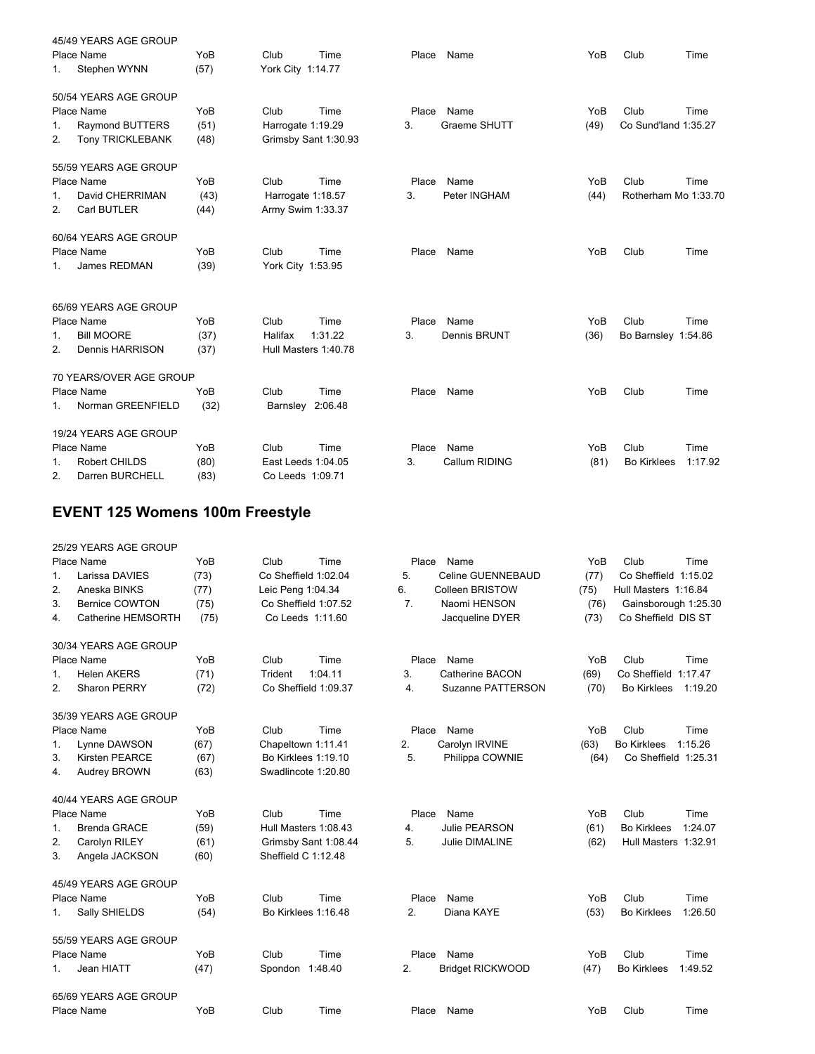45/49 YEARS AGE GROUP

| Place | Name | YoB | Club | Time | Place | Name | YoB | Club | Time |
|---|---|---|---|---|---|---|---|---|---|
| 1. | Stephen WYNN | (57) | York City | 1:14.77 | | | | | |

50/54 YEARS AGE GROUP

| Place | Name | YoB | Club | Time | Place | Name | YoB | Club | Time |
|---|---|---|---|---|---|---|---|---|---|
| 1. | Raymond BUTTERS | (51) | Harrogate | 1:19.29 | 3. | Graeme SHUTT | (49) | Co Sund'land | 1:35.27 |
| 2. | Tony TRICKLEBANK | (48) | Grimsby Sant | 1:30.93 | | | | | |

55/59 YEARS AGE GROUP

| Place | Name | YoB | Club | Time | Place | Name | YoB | Club | Time |
|---|---|---|---|---|---|---|---|---|---|
| 1. | David CHERRIMAN | (43) | Harrogate | 1:18.57 | 3. | Peter INGHAM | (44) | Rotherham Mo | 1:33.70 |
| 2. | Carl BUTLER | (44) | Army Swim | 1:33.37 | | | | | |

60/64 YEARS AGE GROUP

| Place | Name | YoB | Club | Time | Place | Name | YoB | Club | Time |
|---|---|---|---|---|---|---|---|---|---|
| 1. | James REDMAN | (39) | York City | 1:53.95 | | | | | |

65/69 YEARS AGE GROUP

| Place | Name | YoB | Club | Time | Place | Name | YoB | Club | Time |
|---|---|---|---|---|---|---|---|---|---|
| 1. | Bill MOORE | (37) | Halifax | 1:31.22 | 3. | Dennis BRUNT | (36) | Bo Barnsley | 1:54.86 |
| 2. | Dennis HARRISON | (37) | Hull Masters | 1:40.78 | | | | | |

70 YEARS/OVER AGE GROUP

| Place | Name | YoB | Club | Time | Place | Name | YoB | Club | Time |
|---|---|---|---|---|---|---|---|---|---|
| 1. | Norman GREENFIELD | (32) | Barnsley | 2:06.48 | | | | | |

19/24 YEARS AGE GROUP

| Place | Name | YoB | Club | Time | Place | Name | YoB | Club | Time |
|---|---|---|---|---|---|---|---|---|---|
| 1. | Robert CHILDS | (80) | East Leeds | 1:04.05 | 3. | Callum RIDING | (81) | Bo Kirklees | 1:17.92 |
| 2. | Darren BURCHELL | (83) | Co Leeds | 1:09.71 | | | | | |

## EVENT 125 Womens 100m Freestyle

25/29 YEARS AGE GROUP

| Place | Name | YoB | Club | Time | Place | Name | YoB | Club | Time |
|---|---|---|---|---|---|---|---|---|---|
| 1. | Larissa DAVIES | (73) | Co Sheffield | 1:02.04 | 5. | Celine GUENNEBAUD | (77) | Co Sheffield | 1:15.02 |
| 2. | Aneska BINKS | (77) | Leic Peng | 1:04.34 | 6. | Colleen BRISTOW | (75) | Hull Masters | 1:16.84 |
| 3. | Bernice COWTON | (75) | Co Sheffield | 1:07.52 | 7. | Naomi HENSON | (76) | Gainsborough | 1:25.30 |
| 4. | Catherine HEMSORTH | (75) | Co Leeds | 1:11.60 | | Jacqueline DYER | (73) | Co Sheffield | DIS ST |

30/34 YEARS AGE GROUP

| Place | Name | YoB | Club | Time | Place | Name | YoB | Club | Time |
|---|---|---|---|---|---|---|---|---|---|
| 1. | Helen AKERS | (71) | Trident | 1:04.11 | 3. | Catherine BACON | (69) | Co Sheffield | 1:17.47 |
| 2. | Sharon PERRY | (72) | Co Sheffield | 1:09.37 | 4. | Suzanne PATTERSON | (70) | Bo Kirklees | 1:19.20 |

35/39 YEARS AGE GROUP

| Place | Name | YoB | Club | Time | Place | Name | YoB | Club | Time |
|---|---|---|---|---|---|---|---|---|---|
| 1. | Lynne DAWSON | (67) | Chapeltown | 1:11.41 | 2. | Carolyn IRVINE | (63) | Bo Kirklees | 1:15.26 |
| 3. | Kirsten PEARCE | (67) | Bo Kirklees | 1:19.10 | 5. | Philippa COWNIE | (64) | Co Sheffield | 1:25.31 |
| 4. | Audrey BROWN | (63) | Swadlincote | 1:20.80 | | | | | |

40/44 YEARS AGE GROUP

| Place | Name | YoB | Club | Time | Place | Name | YoB | Club | Time |
|---|---|---|---|---|---|---|---|---|---|
| 1. | Brenda GRACE | (59) | Hull Masters | 1:08.43 | 4. | Julie PEARSON | (61) | Bo Kirklees | 1:24.07 |
| 2. | Carolyn RILEY | (61) | Grimsby Sant | 1:08.44 | 5. | Julie DIMALINE | (62) | Hull Masters | 1:32.91 |
| 3. | Angela JACKSON | (60) | Sheffield C | 1:12.48 | | | | | |

45/49 YEARS AGE GROUP

| Place | Name | YoB | Club | Time | Place | Name | YoB | Club | Time |
|---|---|---|---|---|---|---|---|---|---|
| 1. | Sally SHIELDS | (54) | Bo Kirklees | 1:16.48 | 2. | Diana KAYE | (53) | Bo Kirklees | 1:26.50 |

55/59 YEARS AGE GROUP

| Place | Name | YoB | Club | Time | Place | Name | YoB | Club | Time |
|---|---|---|---|---|---|---|---|---|---|
| 1. | Jean HIATT | (47) | Spondon | 1:48.40 | 2. | Bridget RICKWOOD | (47) | Bo Kirklees | 1:49.52 |

65/69 YEARS AGE GROUP

| Place | Name | YoB | Club | Time | Place | Name | YoB | Club | Time |
|---|---|---|---|---|---|---|---|---|---|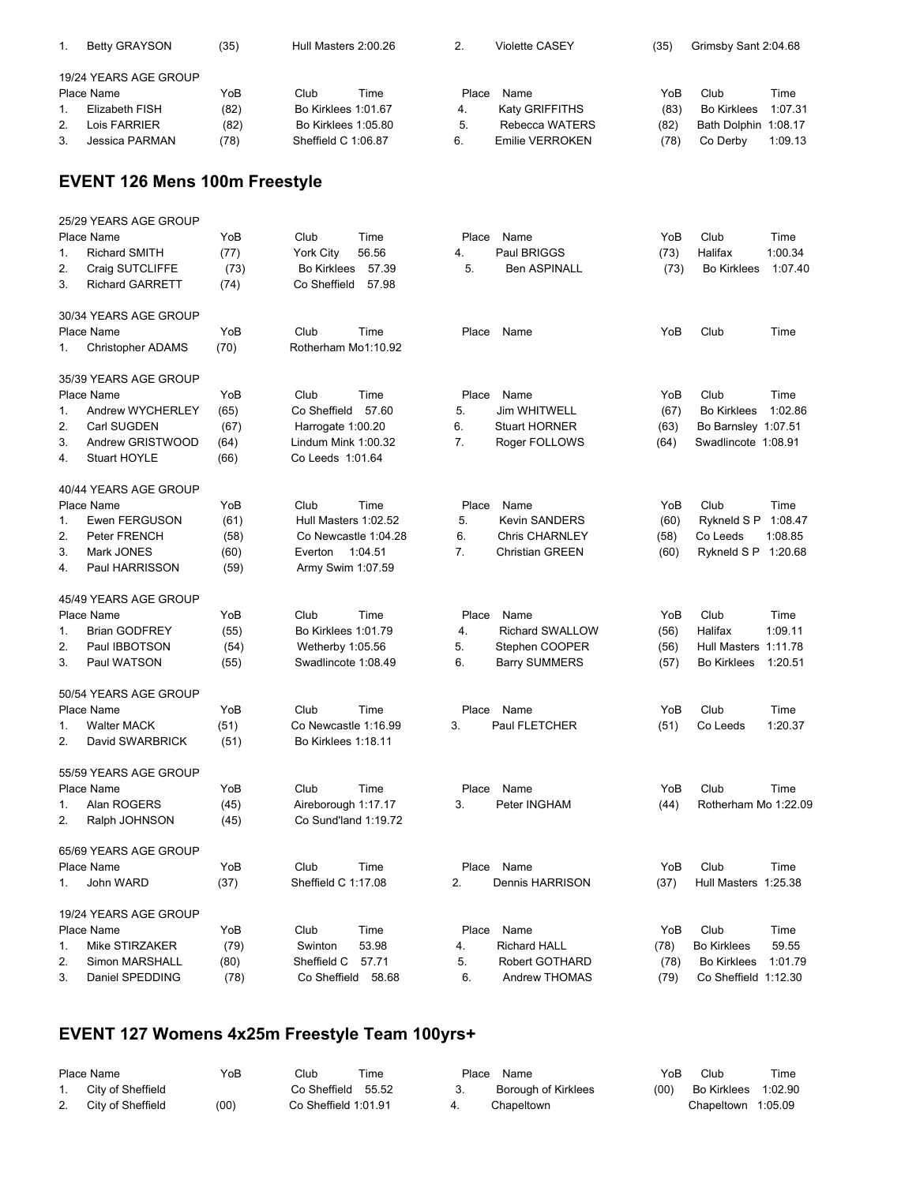| 1. | Betty GRAYSON | (35) | Hull Masters 2:00.26 | 2. | Violette CASEY | (35) | Grimsby Sant 2:04.68 |
|---|---|---|---|---|---|---|---|

19/24 YEARS AGE GROUP

| Place | Name | YoB | Club | Time | Place | Name | YoB | Club | Time |
|---|---|---|---|---|---|---|---|---|---|
| 1. | Elizabeth FISH | (82) | Bo Kirklees | 1:01.67 | 4. | Katy GRIFFITHS | (83) | Bo Kirklees | 1:07.31 |
| 2. | Lois FARRIER | (82) | Bo Kirklees | 1:05.80 | 5. | Rebecca WATERS | (82) | Bath Dolphin | 1:08.17 |
| 3. | Jessica PARMAN | (78) | Sheffield C | 1:06.87 | 6. | Emilie VERROKEN | (78) | Co Derby | 1:09.13 |

## EVENT 126 Mens 100m Freestyle

25/29 YEARS AGE GROUP

| Place | Name | YoB | Club | Time | Place | Name | YoB | Club | Time |
|---|---|---|---|---|---|---|---|---|---|
| 1. | Richard SMITH | (77) | York City | 56.56 | 4. | Paul BRIGGS | (73) | Halifax | 1:00.34 |
| 2. | Craig SUTCLIFFE | (73) | Bo Kirklees | 57.39 | 5. | Ben ASPINALL | (73) | Bo Kirklees | 1:07.40 |
| 3. | Richard GARRETT | (74) | Co Sheffield | 57.98 | | | | | |

30/34 YEARS AGE GROUP

| Place | Name | YoB | Club | Time | Place | Name | YoB | Club | Time |
|---|---|---|---|---|---|---|---|---|---|
| 1. | Christopher ADAMS | (70) | Rotherham Mo | 1:10.92 | | | | | |

35/39 YEARS AGE GROUP

| Place | Name | YoB | Club | Time | Place | Name | YoB | Club | Time |
|---|---|---|---|---|---|---|---|---|---|
| 1. | Andrew WYCHERLEY | (65) | Co Sheffield | 57.60 | 5. | Jim WHITWELL | (67) | Bo Kirklees | 1:02.86 |
| 2. | Carl SUGDEN | (67) | Harrogate | 1:00.20 | 6. | Stuart HORNER | (63) | Bo Barnsley | 1:07.51 |
| 3. | Andrew GRISTWOOD | (64) | Lindum Mink | 1:00.32 | 7. | Roger FOLLOWS | (64) | Swadlincote | 1:08.91 |
| 4. | Stuart HOYLE | (66) | Co Leeds | 1:01.64 | | | | | |

40/44 YEARS AGE GROUP

| Place | Name | YoB | Club | Time | Place | Name | YoB | Club | Time |
|---|---|---|---|---|---|---|---|---|---|
| 1. | Ewen FERGUSON | (61) | Hull Masters | 1:02.52 | 5. | Kevin SANDERS | (60) | Rykneld S P | 1:08.47 |
| 2. | Peter FRENCH | (58) | Co Newcastle | 1:04.28 | 6. | Chris CHARNLEY | (58) | Co Leeds | 1:08.85 |
| 3. | Mark JONES | (60) | Everton | 1:04.51 | 7. | Christian GREEN | (60) | Rykneld S P | 1:20.68 |
| 4. | Paul HARRISSON | (59) | Army Swim | 1:07.59 | | | | | |

45/49 YEARS AGE GROUP

| Place | Name | YoB | Club | Time | Place | Name | YoB | Club | Time |
|---|---|---|---|---|---|---|---|---|---|
| 1. | Brian GODFREY | (55) | Bo Kirklees | 1:01.79 | 4. | Richard SWALLOW | (56) | Halifax | 1:09.11 |
| 2. | Paul IBBOTSON | (54) | Wetherby | 1:05.56 | 5. | Stephen COOPER | (56) | Hull Masters | 1:11.78 |
| 3. | Paul WATSON | (55) | Swadlincote | 1:08.49 | 6. | Barry SUMMERS | (57) | Bo Kirklees | 1:20.51 |

50/54 YEARS AGE GROUP

| Place | Name | YoB | Club | Time | Place | Name | YoB | Club | Time |
|---|---|---|---|---|---|---|---|---|---|
| 1. | Walter MACK | (51) | Co Newcastle | 1:16.99 | 3. | Paul FLETCHER | (51) | Co Leeds | 1:20.37 |
| 2. | David SWARBRICK | (51) | Bo Kirklees | 1:18.11 | | | | | |

55/59 YEARS AGE GROUP

| Place | Name | YoB | Club | Time | Place | Name | YoB | Club | Time |
|---|---|---|---|---|---|---|---|---|---|
| 1. | Alan ROGERS | (45) | Aireborough | 1:17.17 | 3. | Peter INGHAM | (44) | Rotherham Mo | 1:22.09 |
| 2. | Ralph JOHNSON | (45) | Co Sund'land | 1:19.72 | | | | | |

65/69 YEARS AGE GROUP

| Place | Name | YoB | Club | Time | Place | Name | YoB | Club | Time |
|---|---|---|---|---|---|---|---|---|---|
| 1. | John WARD | (37) | Sheffield C | 1:17.08 | 2. | Dennis HARRISON | (37) | Hull Masters | 1:25.38 |

19/24 YEARS AGE GROUP

| Place | Name | YoB | Club | Time | Place | Name | YoB | Club | Time |
|---|---|---|---|---|---|---|---|---|---|
| 1. | Mike STIRZAKER | (79) | Swinton | 53.98 | 4. | Richard HALL | (78) | Bo Kirklees | 59.55 |
| 2. | Simon MARSHALL | (80) | Sheffield C | 57.71 | 5. | Robert GOTHARD | (78) | Bo Kirklees | 1:01.79 |
| 3. | Daniel SPEDDING | (78) | Co Sheffield | 58.68 | 6. | Andrew THOMAS | (79) | Co Sheffield | 1:12.30 |

## EVENT 127 Womens 4x25m Freestyle Team 100yrs+

| Place | Name | YoB | Club | Time | Place | Name | YoB | Club | Time |
|---|---|---|---|---|---|---|---|---|---|
| 1. | City of Sheffield | | Co Sheffield | 55.52 | 3. | Borough of Kirklees | (00) | Bo Kirklees | 1:02.90 |
| 2. | City of Sheffield | (00) | Co Sheffield | 1:01.91 | 4. | Chapeltown | | Chapeltown | 1:05.09 |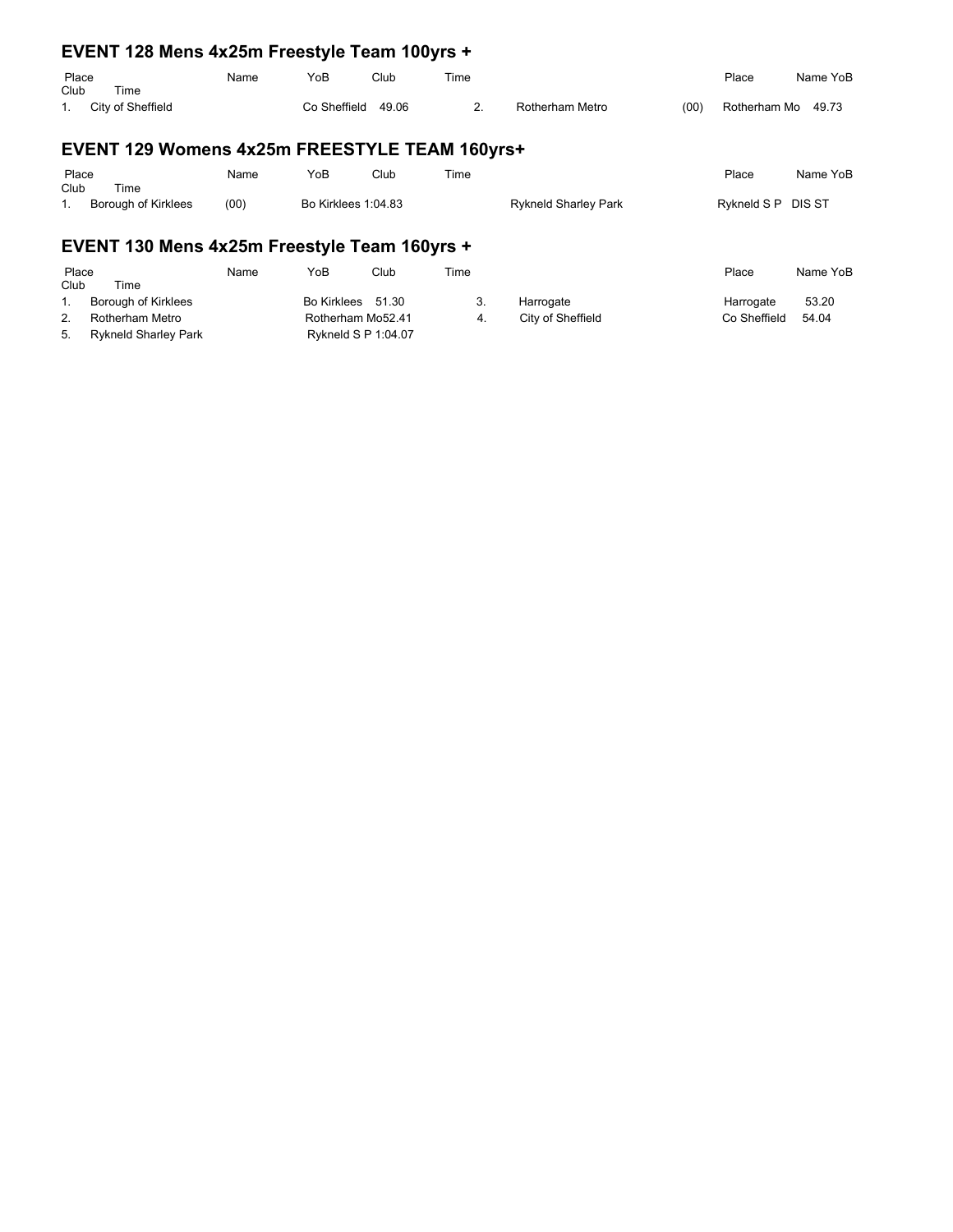## EVENT 128 Mens 4x25m Freestyle Team 100yrs +

| Place Club | Name Time | YoB | Club | Time | | Place | Name YoB |
|---|---|---|---|---|---|---|---|
| 1. | City of Sheffield | Co Sheffield | 49.06 | 2. | Rotherham Metro | (00) | Rotherham Mo 49.73 |

## EVENT 129 Womens 4x25m FREESTYLE TEAM 160yrs+

| Place Club | Name Time | YoB | Club | Time | | Place | Name YoB |
|---|---|---|---|---|---|---|---|
| 1. | Borough of Kirklees (00) | Bo Kirklees | 1:04.83 | | Rykneld Sharley Park | | Rykneld S P DIS ST |

## EVENT 130 Mens 4x25m Freestyle Team 160yrs +

| Place Club | Name Time | YoB | Club | Time | | Place | Name YoB |
|---|---|---|---|---|---|---|---|
| 1. | Borough of Kirklees | Bo Kirklees | 51.30 | 3. | Harrogate | Harrogate | 53.20 |
| 2. | Rotherham Metro | Rotherham Mo | 52.41 | 4. | City of Sheffield | Co Sheffield | 54.04 |
| 5. | Rykneld Sharley Park | Rykneld S P | 1:04.07 | | | | |